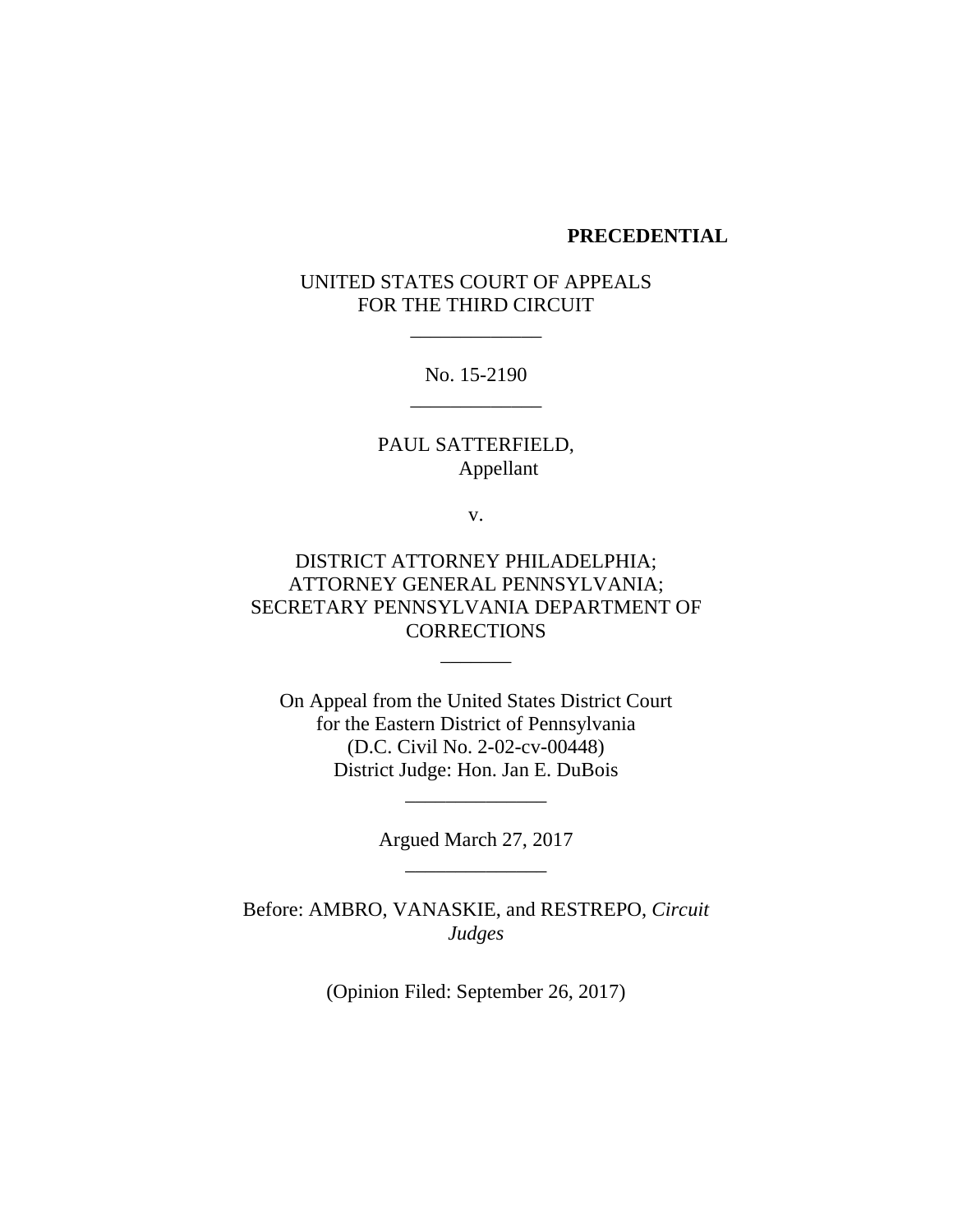**PRECEDENTIAL**

UNITED STATES COURT OF APPEALS
FOR THE THIRD CIRCUIT

\_\_\_\_\_\_\_\_\_\_\_\_\_

No. 15-2190

\_\_\_\_\_\_\_\_\_\_\_\_\_

PAUL SATTERFIELD,
Appellant

v.

DISTRICT ATTORNEY PHILADELPHIA;
ATTORNEY GENERAL PENNSYLVANIA;
SECRETARY PENNSYLVANIA DEPARTMENT OF
CORRECTIONS

\_\_\_\_\_\_\_

On Appeal from the United States District Court
for the Eastern District of Pennsylvania
(D.C. Civil No. 2-02-cv-00448)
District Judge: Hon. Jan E. DuBois

\_\_\_\_\_\_\_\_\_\_\_\_\_\_

Argued March 27, 2017

\_\_\_\_\_\_\_\_\_\_\_\_\_\_

Before: AMBRO, VANASKIE, and RESTREPO, *Circuit Judges*

(Opinion Filed: September 26, 2017)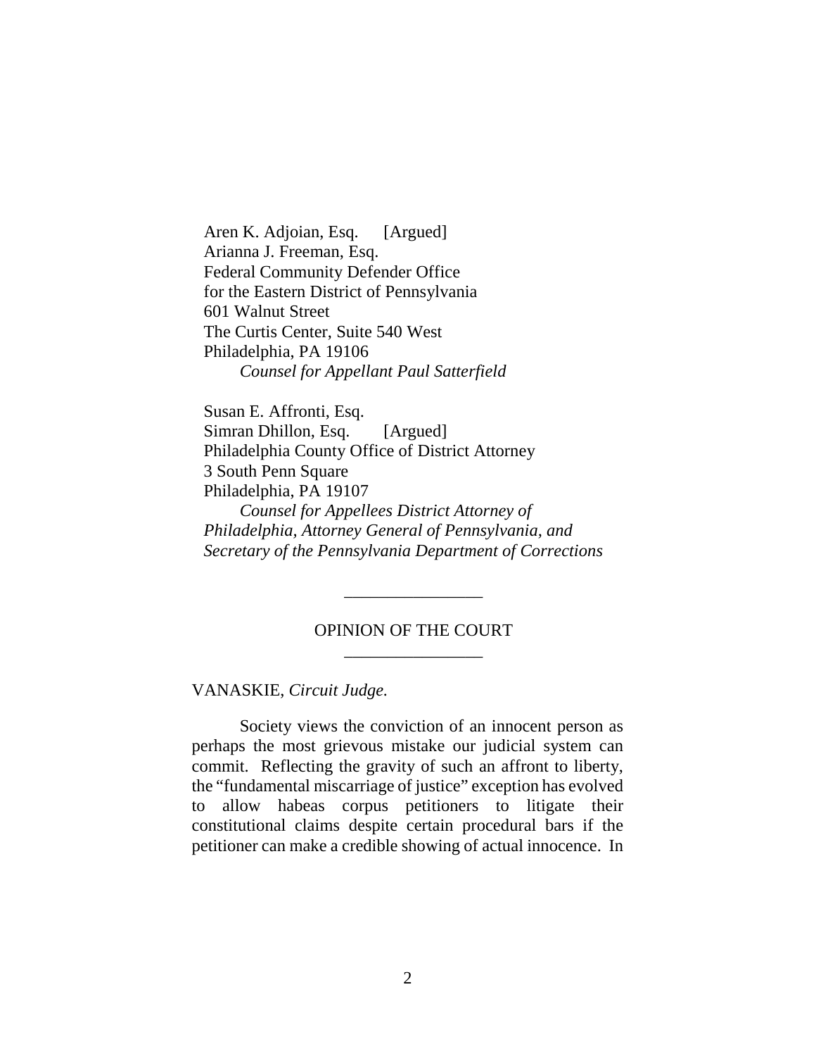Aren K. Adjoian, Esq. [Argued]
Arianna J. Freeman, Esq.
Federal Community Defender Office
for the Eastern District of Pennsylvania
601 Walnut Street
The Curtis Center, Suite 540 West
Philadelphia, PA 19106
*Counsel for Appellant Paul Satterfield*

Susan E. Affronti, Esq.
Simran Dhillon, Esq. [Argued]
Philadelphia County Office of District Attorney
3 South Penn Square
Philadelphia, PA 19107
*Counsel for Appellees District Attorney of Philadelphia, Attorney General of Pennsylvania, and Secretary of the Pennsylvania Department of Corrections*

---

OPINION OF THE COURT

---

VANASKIE, *Circuit Judge.*

Society views the conviction of an innocent person as perhaps the most grievous mistake our judicial system can commit. Reflecting the gravity of such an affront to liberty, the "fundamental miscarriage of justice" exception has evolved to allow habeas corpus petitioners to litigate their constitutional claims despite certain procedural bars if the petitioner can make a credible showing of actual innocence. In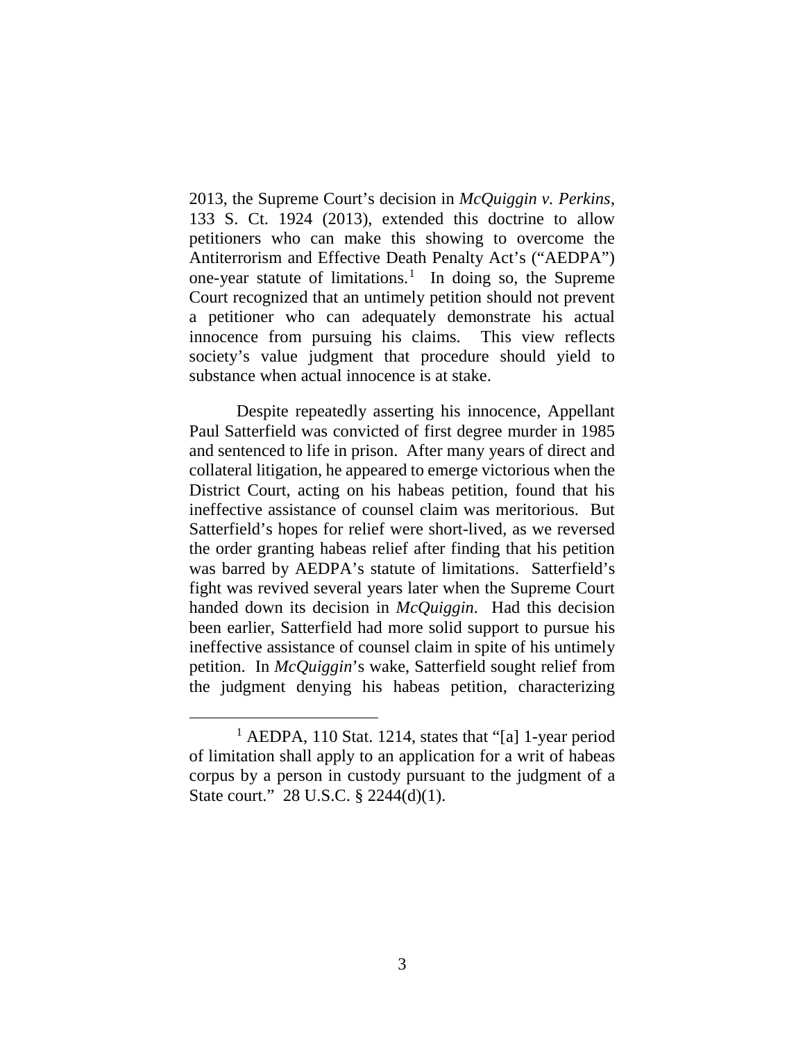2013, the Supreme Court's decision in *McQuiggin v. Perkins*, 133 S. Ct. 1924 (2013), extended this doctrine to allow petitioners who can make this showing to overcome the Antiterrorism and Effective Death Penalty Act's ("AEDPA") one-year statute of limitations.[1] In doing so, the Supreme Court recognized that an untimely petition should not prevent a petitioner who can adequately demonstrate his actual innocence from pursuing his claims. This view reflects society's value judgment that procedure should yield to substance when actual innocence is at stake.

Despite repeatedly asserting his innocence, Appellant Paul Satterfield was convicted of first degree murder in 1985 and sentenced to life in prison. After many years of direct and collateral litigation, he appeared to emerge victorious when the District Court, acting on his habeas petition, found that his ineffective assistance of counsel claim was meritorious. But Satterfield's hopes for relief were short-lived, as we reversed the order granting habeas relief after finding that his petition was barred by AEDPA's statute of limitations. Satterfield's fight was revived several years later when the Supreme Court handed down its decision in *McQuiggin*. Had this decision been earlier, Satterfield had more solid support to pursue his ineffective assistance of counsel claim in spite of his untimely petition. In *McQuiggin*'s wake, Satterfield sought relief from the judgment denying his habeas petition, characterizing

[1] AEDPA, 110 Stat. 1214, states that "[a] 1-year period of limitation shall apply to an application for a writ of habeas corpus by a person in custody pursuant to the judgment of a State court." 28 U.S.C. § 2244(d)(1).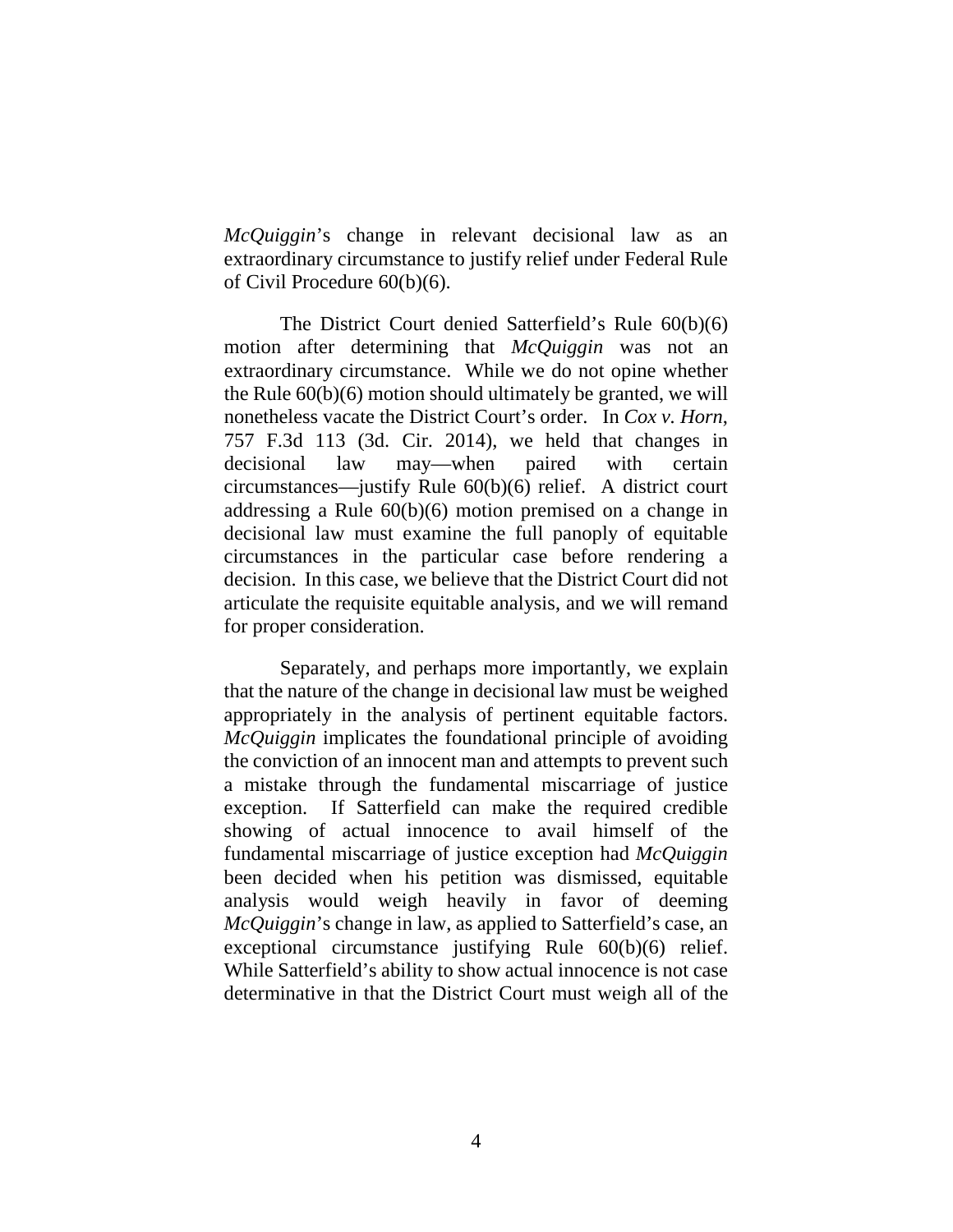*McQuiggin*'s change in relevant decisional law as an extraordinary circumstance to justify relief under Federal Rule of Civil Procedure 60(b)(6).

The District Court denied Satterfield's Rule 60(b)(6) motion after determining that *McQuiggin* was not an extraordinary circumstance. While we do not opine whether the Rule 60(b)(6) motion should ultimately be granted, we will nonetheless vacate the District Court's order. In *Cox v. Horn*, 757 F.3d 113 (3d. Cir. 2014), we held that changes in decisional law may—when paired with certain circumstances—justify Rule 60(b)(6) relief. A district court addressing a Rule 60(b)(6) motion premised on a change in decisional law must examine the full panoply of equitable circumstances in the particular case before rendering a decision. In this case, we believe that the District Court did not articulate the requisite equitable analysis, and we will remand for proper consideration.

Separately, and perhaps more importantly, we explain that the nature of the change in decisional law must be weighed appropriately in the analysis of pertinent equitable factors. *McQuiggin* implicates the foundational principle of avoiding the conviction of an innocent man and attempts to prevent such a mistake through the fundamental miscarriage of justice exception. If Satterfield can make the required credible showing of actual innocence to avail himself of the fundamental miscarriage of justice exception had *McQuiggin* been decided when his petition was dismissed, equitable analysis would weigh heavily in favor of deeming *McQuiggin*'s change in law, as applied to Satterfield's case, an exceptional circumstance justifying Rule 60(b)(6) relief. While Satterfield's ability to show actual innocence is not case determinative in that the District Court must weigh all of the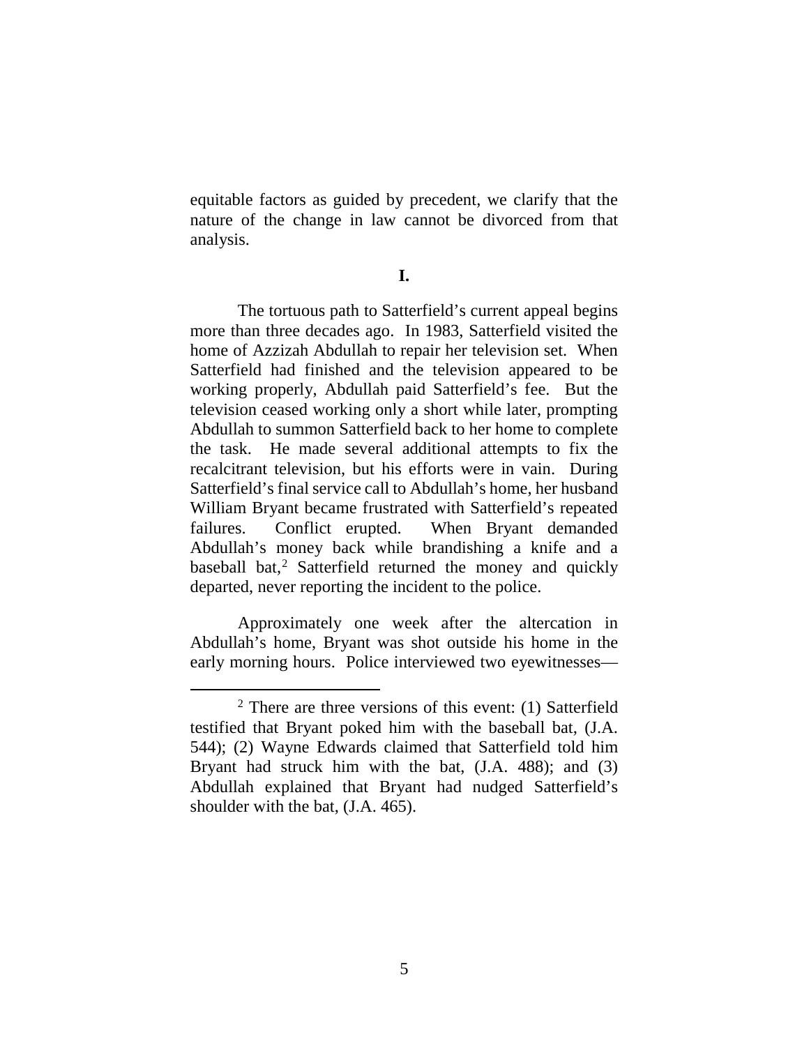equitable factors as guided by precedent, we clarify that the nature of the change in law cannot be divorced from that analysis.

**I.**

The tortuous path to Satterfield's current appeal begins more than three decades ago. In 1983, Satterfield visited the home of Azzizah Abdullah to repair her television set. When Satterfield had finished and the television appeared to be working properly, Abdullah paid Satterfield's fee. But the television ceased working only a short while later, prompting Abdullah to summon Satterfield back to her home to complete the task. He made several additional attempts to fix the recalcitrant television, but his efforts were in vain. During Satterfield's final service call to Abdullah's home, her husband William Bryant became frustrated with Satterfield's repeated failures. Conflict erupted. When Bryant demanded Abdullah's money back while brandishing a knife and a baseball bat,[2] Satterfield returned the money and quickly departed, never reporting the incident to the police.

Approximately one week after the altercation in Abdullah's home, Bryant was shot outside his home in the early morning hours. Police interviewed two eyewitnesses—

[2] There are three versions of this event: (1) Satterfield testified that Bryant poked him with the baseball bat, (J.A. 544); (2) Wayne Edwards claimed that Satterfield told him Bryant had struck him with the bat, (J.A. 488); and (3) Abdullah explained that Bryant had nudged Satterfield's shoulder with the bat, (J.A. 465).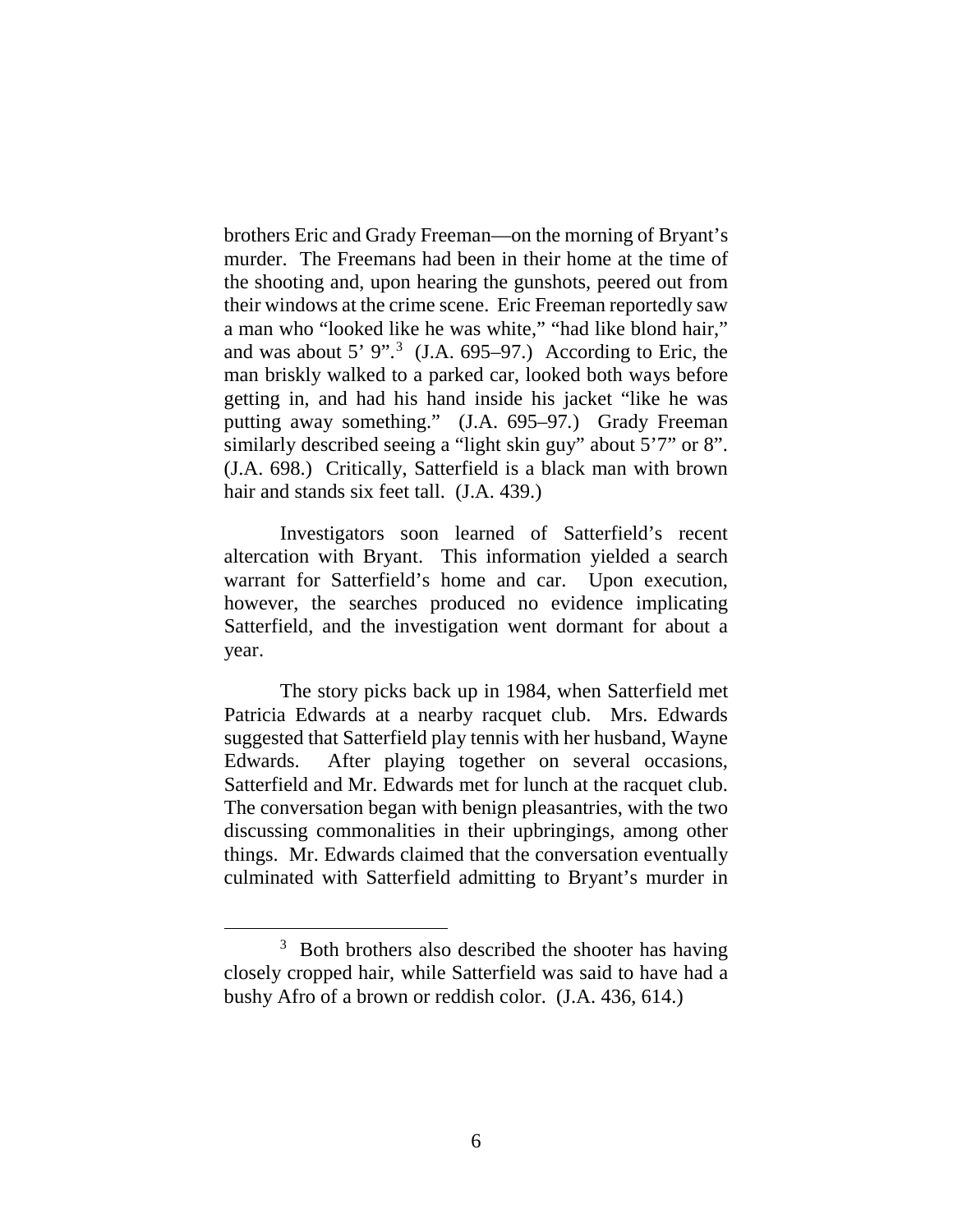brothers Eric and Grady Freeman—on the morning of Bryant's murder. The Freemans had been in their home at the time of the shooting and, upon hearing the gunshots, peered out from their windows at the crime scene. Eric Freeman reportedly saw a man who "looked like he was white," "had like blond hair," and was about 5' 9".[3] (J.A. 695–97.) According to Eric, the man briskly walked to a parked car, looked both ways before getting in, and had his hand inside his jacket "like he was putting away something." (J.A. 695–97.) Grady Freeman similarly described seeing a "light skin guy" about 5'7" or 8". (J.A. 698.) Critically, Satterfield is a black man with brown hair and stands six feet tall. (J.A. 439.)

Investigators soon learned of Satterfield's recent altercation with Bryant. This information yielded a search warrant for Satterfield's home and car. Upon execution, however, the searches produced no evidence implicating Satterfield, and the investigation went dormant for about a year.

The story picks back up in 1984, when Satterfield met Patricia Edwards at a nearby racquet club. Mrs. Edwards suggested that Satterfield play tennis with her husband, Wayne Edwards. After playing together on several occasions, Satterfield and Mr. Edwards met for lunch at the racquet club. The conversation began with benign pleasantries, with the two discussing commonalities in their upbringings, among other things. Mr. Edwards claimed that the conversation eventually culminated with Satterfield admitting to Bryant's murder in

[3] Both brothers also described the shooter has having closely cropped hair, while Satterfield was said to have had a bushy Afro of a brown or reddish color. (J.A. 436, 614.)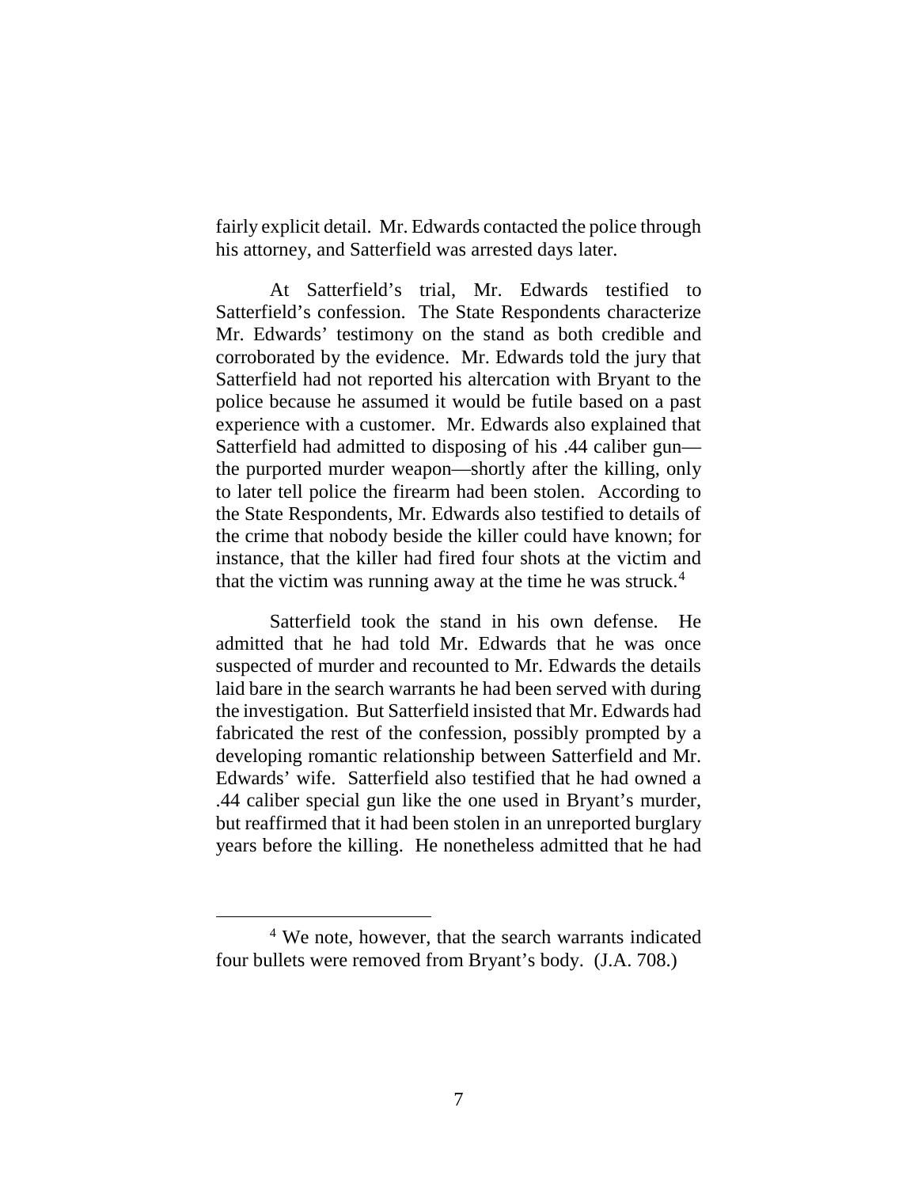fairly explicit detail. Mr. Edwards contacted the police through his attorney, and Satterfield was arrested days later.

At Satterfield's trial, Mr. Edwards testified to Satterfield's confession. The State Respondents characterize Mr. Edwards' testimony on the stand as both credible and corroborated by the evidence. Mr. Edwards told the jury that Satterfield had not reported his altercation with Bryant to the police because he assumed it would be futile based on a past experience with a customer. Mr. Edwards also explained that Satterfield had admitted to disposing of his .44 caliber gun—the purported murder weapon—shortly after the killing, only to later tell police the firearm had been stolen. According to the State Respondents, Mr. Edwards also testified to details of the crime that nobody beside the killer could have known; for instance, that the killer had fired four shots at the victim and that the victim was running away at the time he was struck.[4]

Satterfield took the stand in his own defense. He admitted that he had told Mr. Edwards that he was once suspected of murder and recounted to Mr. Edwards the details laid bare in the search warrants he had been served with during the investigation. But Satterfield insisted that Mr. Edwards had fabricated the rest of the confession, possibly prompted by a developing romantic relationship between Satterfield and Mr. Edwards' wife. Satterfield also testified that he had owned a .44 caliber special gun like the one used in Bryant's murder, but reaffirmed that it had been stolen in an unreported burglary years before the killing. He nonetheless admitted that he had

[4] We note, however, that the search warrants indicated four bullets were removed from Bryant's body. (J.A. 708.)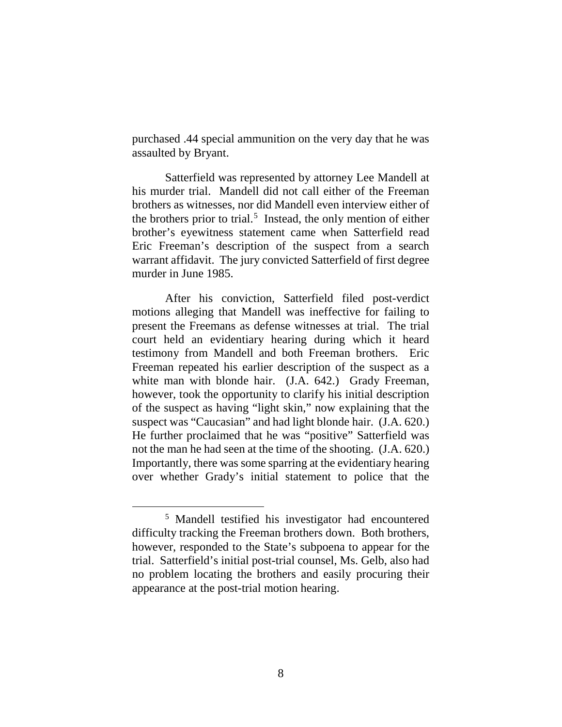purchased .44 special ammunition on the very day that he was assaulted by Bryant.

Satterfield was represented by attorney Lee Mandell at his murder trial. Mandell did not call either of the Freeman brothers as witnesses, nor did Mandell even interview either of the brothers prior to trial.[5] Instead, the only mention of either brother's eyewitness statement came when Satterfield read Eric Freeman's description of the suspect from a search warrant affidavit. The jury convicted Satterfield of first degree murder in June 1985.

After his conviction, Satterfield filed post-verdict motions alleging that Mandell was ineffective for failing to present the Freemans as defense witnesses at trial. The trial court held an evidentiary hearing during which it heard testimony from Mandell and both Freeman brothers. Eric Freeman repeated his earlier description of the suspect as a white man with blonde hair. (J.A. 642.) Grady Freeman, however, took the opportunity to clarify his initial description of the suspect as having "light skin," now explaining that the suspect was "Caucasian" and had light blonde hair. (J.A. 620.) He further proclaimed that he was "positive" Satterfield was not the man he had seen at the time of the shooting. (J.A. 620.) Importantly, there was some sparring at the evidentiary hearing over whether Grady's initial statement to police that the

[5] Mandell testified his investigator had encountered difficulty tracking the Freeman brothers down. Both brothers, however, responded to the State's subpoena to appear for the trial. Satterfield's initial post-trial counsel, Ms. Gelb, also had no problem locating the brothers and easily procuring their appearance at the post-trial motion hearing.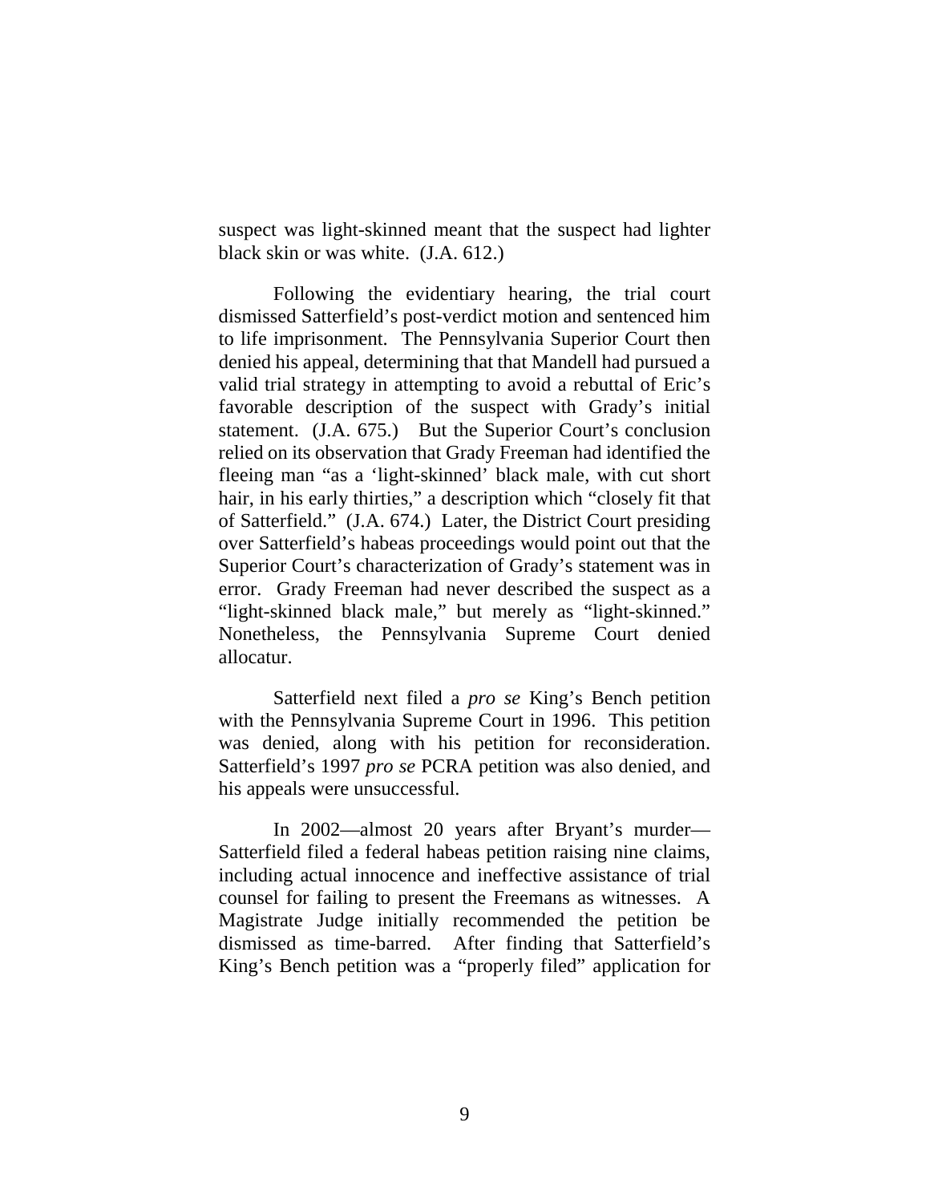suspect was light-skinned meant that the suspect had lighter black skin or was white. (J.A. 612.)

Following the evidentiary hearing, the trial court dismissed Satterfield's post-verdict motion and sentenced him to life imprisonment. The Pennsylvania Superior Court then denied his appeal, determining that that Mandell had pursued a valid trial strategy in attempting to avoid a rebuttal of Eric's favorable description of the suspect with Grady's initial statement. (J.A. 675.) But the Superior Court's conclusion relied on its observation that Grady Freeman had identified the fleeing man "as a 'light-skinned' black male, with cut short hair, in his early thirties," a description which "closely fit that of Satterfield." (J.A. 674.) Later, the District Court presiding over Satterfield's habeas proceedings would point out that the Superior Court's characterization of Grady's statement was in error. Grady Freeman had never described the suspect as a "light-skinned black male," but merely as "light-skinned." Nonetheless, the Pennsylvania Supreme Court denied allocatur.

Satterfield next filed a *pro se* King's Bench petition with the Pennsylvania Supreme Court in 1996. This petition was denied, along with his petition for reconsideration. Satterfield's 1997 *pro se* PCRA petition was also denied, and his appeals were unsuccessful.

In 2002—almost 20 years after Bryant's murder—Satterfield filed a federal habeas petition raising nine claims, including actual innocence and ineffective assistance of trial counsel for failing to present the Freemans as witnesses. A Magistrate Judge initially recommended the petition be dismissed as time-barred. After finding that Satterfield's King's Bench petition was a "properly filed" application for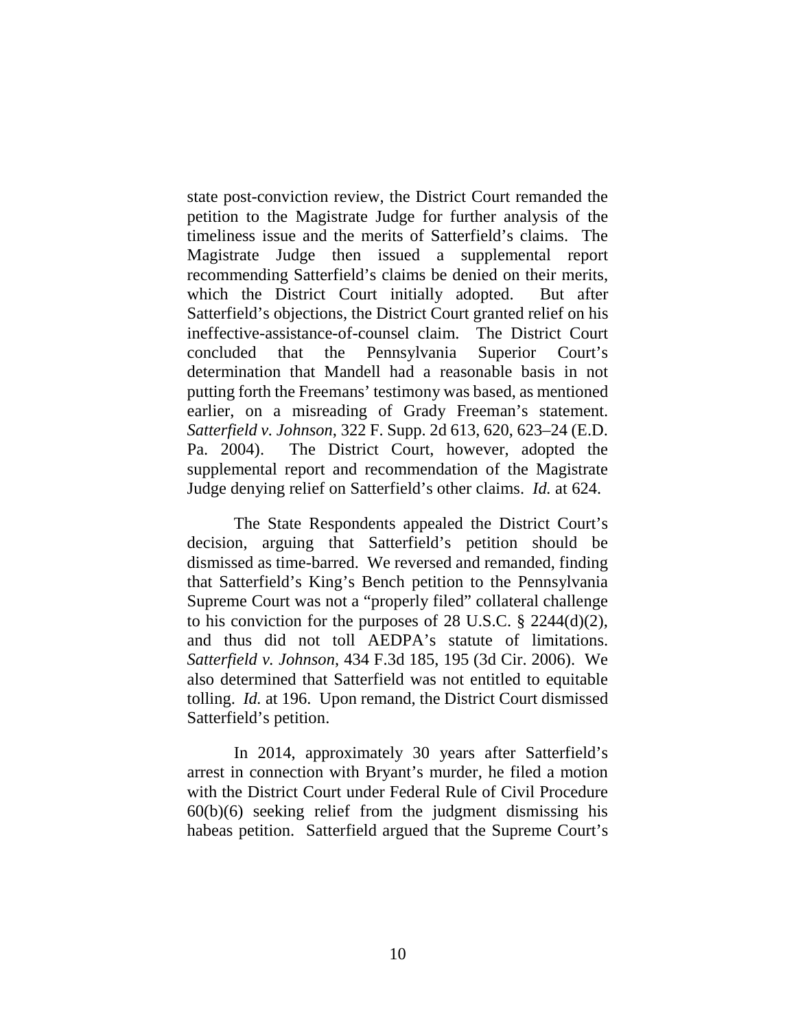state post-conviction review, the District Court remanded the petition to the Magistrate Judge for further analysis of the timeliness issue and the merits of Satterfield's claims. The Magistrate Judge then issued a supplemental report recommending Satterfield's claims be denied on their merits, which the District Court initially adopted. But after Satterfield's objections, the District Court granted relief on his ineffective-assistance-of-counsel claim. The District Court concluded that the Pennsylvania Superior Court's determination that Mandell had a reasonable basis in not putting forth the Freemans' testimony was based, as mentioned earlier, on a misreading of Grady Freeman's statement. *Satterfield v. Johnson*, 322 F. Supp. 2d 613, 620, 623–24 (E.D. Pa. 2004). The District Court, however, adopted the supplemental report and recommendation of the Magistrate Judge denying relief on Satterfield's other claims. *Id.* at 624.

The State Respondents appealed the District Court's decision, arguing that Satterfield's petition should be dismissed as time-barred. We reversed and remanded, finding that Satterfield's King's Bench petition to the Pennsylvania Supreme Court was not a "properly filed" collateral challenge to his conviction for the purposes of 28 U.S.C. § 2244(d)(2), and thus did not toll AEDPA's statute of limitations. *Satterfield v. Johnson*, 434 F.3d 185, 195 (3d Cir. 2006). We also determined that Satterfield was not entitled to equitable tolling. *Id.* at 196. Upon remand, the District Court dismissed Satterfield's petition.

In 2014, approximately 30 years after Satterfield's arrest in connection with Bryant's murder, he filed a motion with the District Court under Federal Rule of Civil Procedure 60(b)(6) seeking relief from the judgment dismissing his habeas petition. Satterfield argued that the Supreme Court's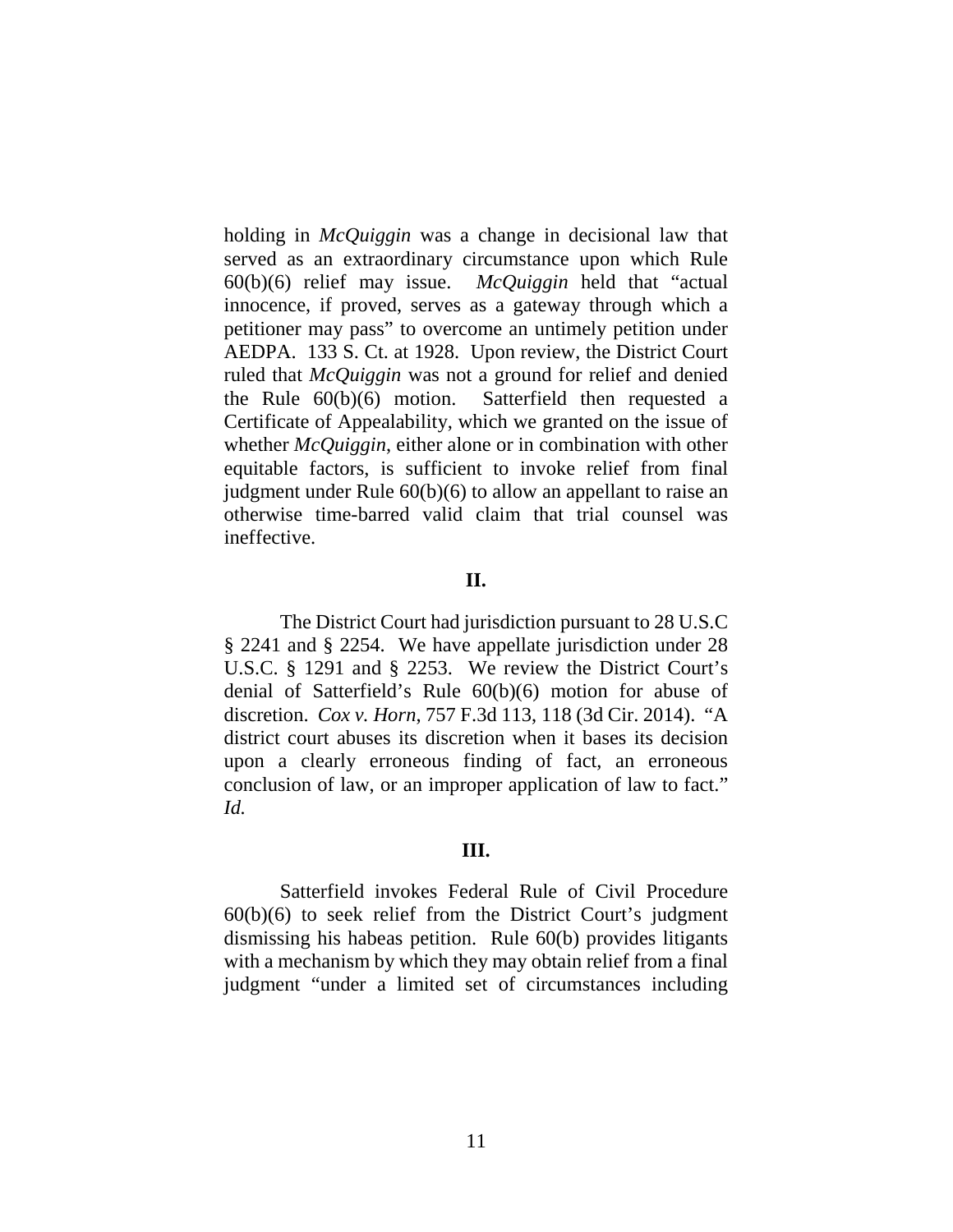holding in *McQuiggin* was a change in decisional law that served as an extraordinary circumstance upon which Rule 60(b)(6) relief may issue. *McQuiggin* held that "actual innocence, if proved, serves as a gateway through which a petitioner may pass" to overcome an untimely petition under AEDPA. 133 S. Ct. at 1928. Upon review, the District Court ruled that *McQuiggin* was not a ground for relief and denied the Rule 60(b)(6) motion. Satterfield then requested a Certificate of Appealability, which we granted on the issue of whether *McQuiggin*, either alone or in combination with other equitable factors, is sufficient to invoke relief from final judgment under Rule 60(b)(6) to allow an appellant to raise an otherwise time-barred valid claim that trial counsel was ineffective.

## II.

The District Court had jurisdiction pursuant to 28 U.S.C § 2241 and § 2254. We have appellate jurisdiction under 28 U.S.C. § 1291 and § 2253. We review the District Court's denial of Satterfield's Rule 60(b)(6) motion for abuse of discretion. *Cox v. Horn*, 757 F.3d 113, 118 (3d Cir. 2014). "A district court abuses its discretion when it bases its decision upon a clearly erroneous finding of fact, an erroneous conclusion of law, or an improper application of law to fact." *Id.*

## III.

Satterfield invokes Federal Rule of Civil Procedure 60(b)(6) to seek relief from the District Court's judgment dismissing his habeas petition. Rule 60(b) provides litigants with a mechanism by which they may obtain relief from a final judgment "under a limited set of circumstances including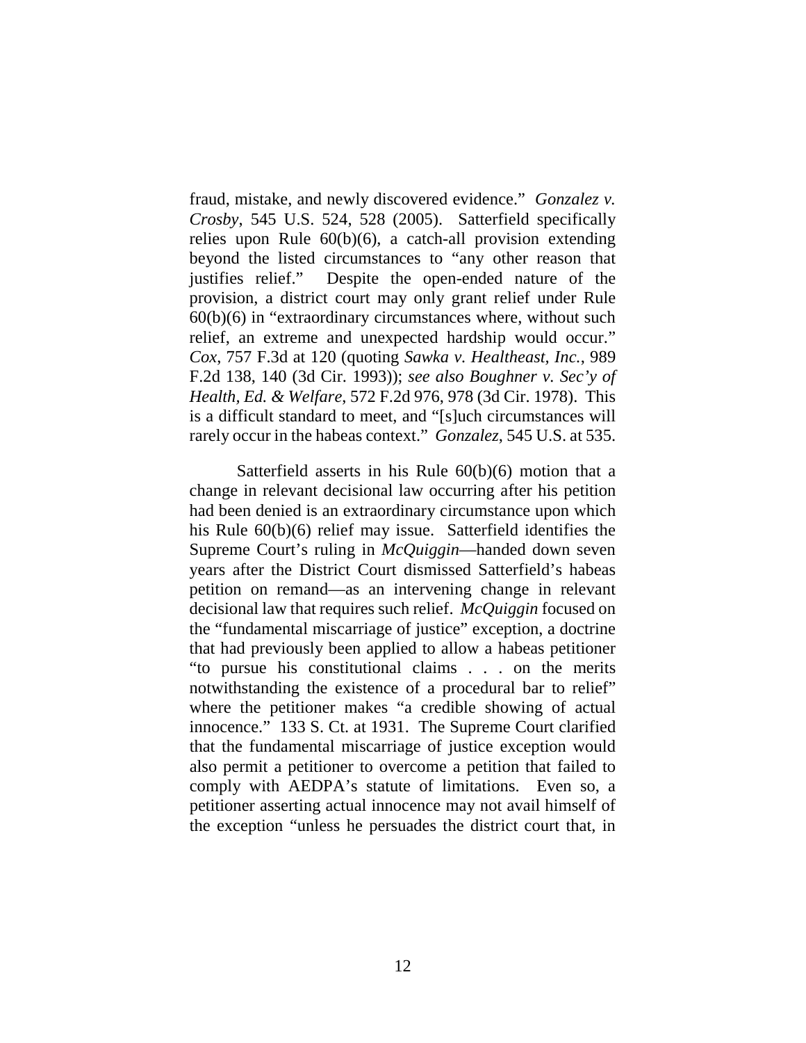fraud, mistake, and newly discovered evidence." *Gonzalez v. Crosby*, 545 U.S. 524, 528 (2005). Satterfield specifically relies upon Rule 60(b)(6), a catch-all provision extending beyond the listed circumstances to "any other reason that justifies relief." Despite the open-ended nature of the provision, a district court may only grant relief under Rule 60(b)(6) in "extraordinary circumstances where, without such relief, an extreme and unexpected hardship would occur." *Cox*, 757 F.3d at 120 (quoting *Sawka v. Healtheast, Inc.*, 989 F.2d 138, 140 (3d Cir. 1993)); *see also Boughner v. Sec'y of Health, Ed. & Welfare*, 572 F.2d 976, 978 (3d Cir. 1978). This is a difficult standard to meet, and "[s]uch circumstances will rarely occur in the habeas context." *Gonzalez*, 545 U.S. at 535.

Satterfield asserts in his Rule 60(b)(6) motion that a change in relevant decisional law occurring after his petition had been denied is an extraordinary circumstance upon which his Rule 60(b)(6) relief may issue. Satterfield identifies the Supreme Court's ruling in *McQuiggin*—handed down seven years after the District Court dismissed Satterfield's habeas petition on remand—as an intervening change in relevant decisional law that requires such relief. *McQuiggin* focused on the "fundamental miscarriage of justice" exception, a doctrine that had previously been applied to allow a habeas petitioner "to pursue his constitutional claims . . . on the merits notwithstanding the existence of a procedural bar to relief" where the petitioner makes "a credible showing of actual innocence." 133 S. Ct. at 1931. The Supreme Court clarified that the fundamental miscarriage of justice exception would also permit a petitioner to overcome a petition that failed to comply with AEDPA's statute of limitations. Even so, a petitioner asserting actual innocence may not avail himself of the exception "unless he persuades the district court that, in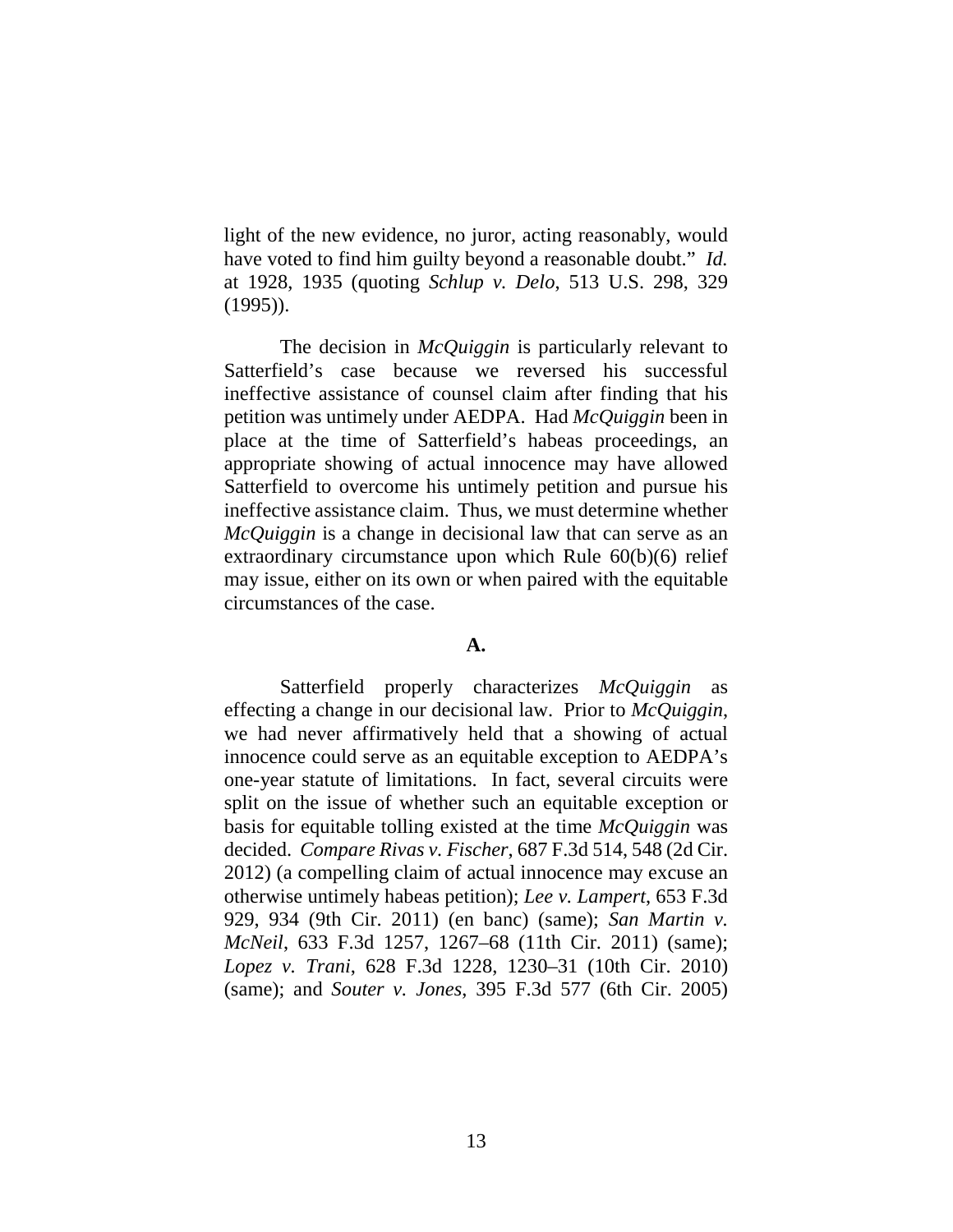light of the new evidence, no juror, acting reasonably, would have voted to find him guilty beyond a reasonable doubt." *Id.* at 1928, 1935 (quoting *Schlup v. Delo*, 513 U.S. 298, 329 (1995)).

The decision in *McQuiggin* is particularly relevant to Satterfield's case because we reversed his successful ineffective assistance of counsel claim after finding that his petition was untimely under AEDPA. Had *McQuiggin* been in place at the time of Satterfield's habeas proceedings, an appropriate showing of actual innocence may have allowed Satterfield to overcome his untimely petition and pursue his ineffective assistance claim. Thus, we must determine whether *McQuiggin* is a change in decisional law that can serve as an extraordinary circumstance upon which Rule 60(b)(6) relief may issue, either on its own or when paired with the equitable circumstances of the case.

**A.**

Satterfield properly characterizes *McQuiggin* as effecting a change in our decisional law. Prior to *McQuiggin*, we had never affirmatively held that a showing of actual innocence could serve as an equitable exception to AEDPA's one-year statute of limitations. In fact, several circuits were split on the issue of whether such an equitable exception or basis for equitable tolling existed at the time *McQuiggin* was decided. *Compare Rivas v. Fischer*, 687 F.3d 514, 548 (2d Cir. 2012) (a compelling claim of actual innocence may excuse an otherwise untimely habeas petition); *Lee v. Lampert*, 653 F.3d 929, 934 (9th Cir. 2011) (en banc) (same); *San Martin v. McNeil*, 633 F.3d 1257, 1267–68 (11th Cir. 2011) (same); *Lopez v. Trani*, 628 F.3d 1228, 1230–31 (10th Cir. 2010) (same); and *Souter v. Jones*, 395 F.3d 577 (6th Cir. 2005)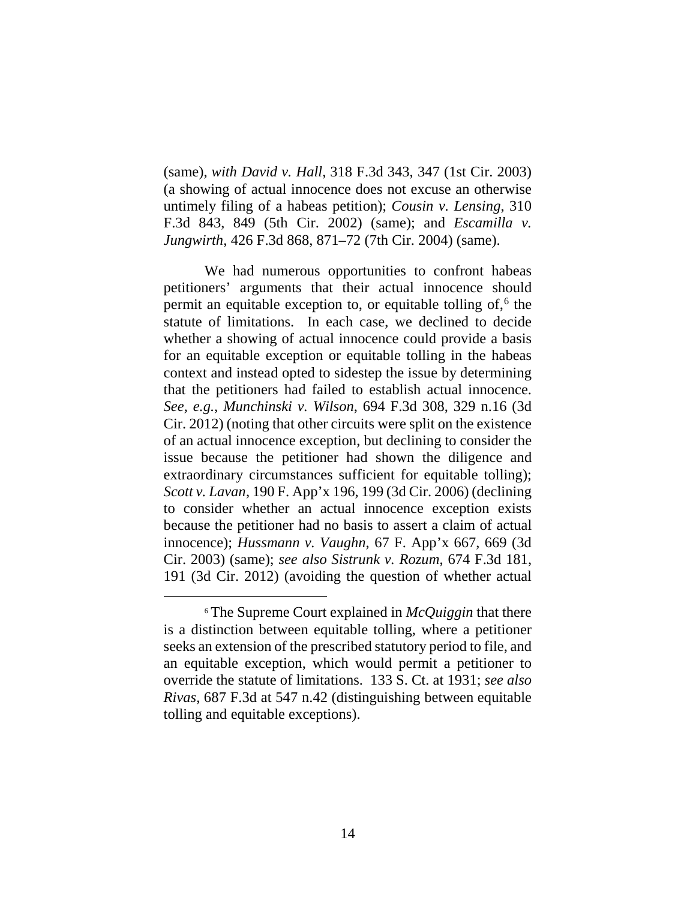(same), *with David v. Hall*, 318 F.3d 343, 347 (1st Cir. 2003) (a showing of actual innocence does not excuse an otherwise untimely filing of a habeas petition); *Cousin v. Lensing*, 310 F.3d 843, 849 (5th Cir. 2002) (same); and *Escamilla v. Jungwirth*, 426 F.3d 868, 871–72 (7th Cir. 2004) (same).

We had numerous opportunities to confront habeas petitioners' arguments that their actual innocence should permit an equitable exception to, or equitable tolling of,[6] the statute of limitations. In each case, we declined to decide whether a showing of actual innocence could provide a basis for an equitable exception or equitable tolling in the habeas context and instead opted to sidestep the issue by determining that the petitioners had failed to establish actual innocence. *See, e.g.*, *Munchinski v. Wilson*, 694 F.3d 308, 329 n.16 (3d Cir. 2012) (noting that other circuits were split on the existence of an actual innocence exception, but declining to consider the issue because the petitioner had shown the diligence and extraordinary circumstances sufficient for equitable tolling); *Scott v. Lavan*, 190 F. App'x 196, 199 (3d Cir. 2006) (declining to consider whether an actual innocence exception exists because the petitioner had no basis to assert a claim of actual innocence); *Hussmann v. Vaughn*, 67 F. App'x 667, 669 (3d Cir. 2003) (same); *see also Sistrunk v. Rozum*, 674 F.3d 181, 191 (3d Cir. 2012) (avoiding the question of whether actual

[6] The Supreme Court explained in *McQuiggin* that there is a distinction between equitable tolling, where a petitioner seeks an extension of the prescribed statutory period to file, and an equitable exception, which would permit a petitioner to override the statute of limitations. 133 S. Ct. at 1931; *see also Rivas*, 687 F.3d at 547 n.42 (distinguishing between equitable tolling and equitable exceptions).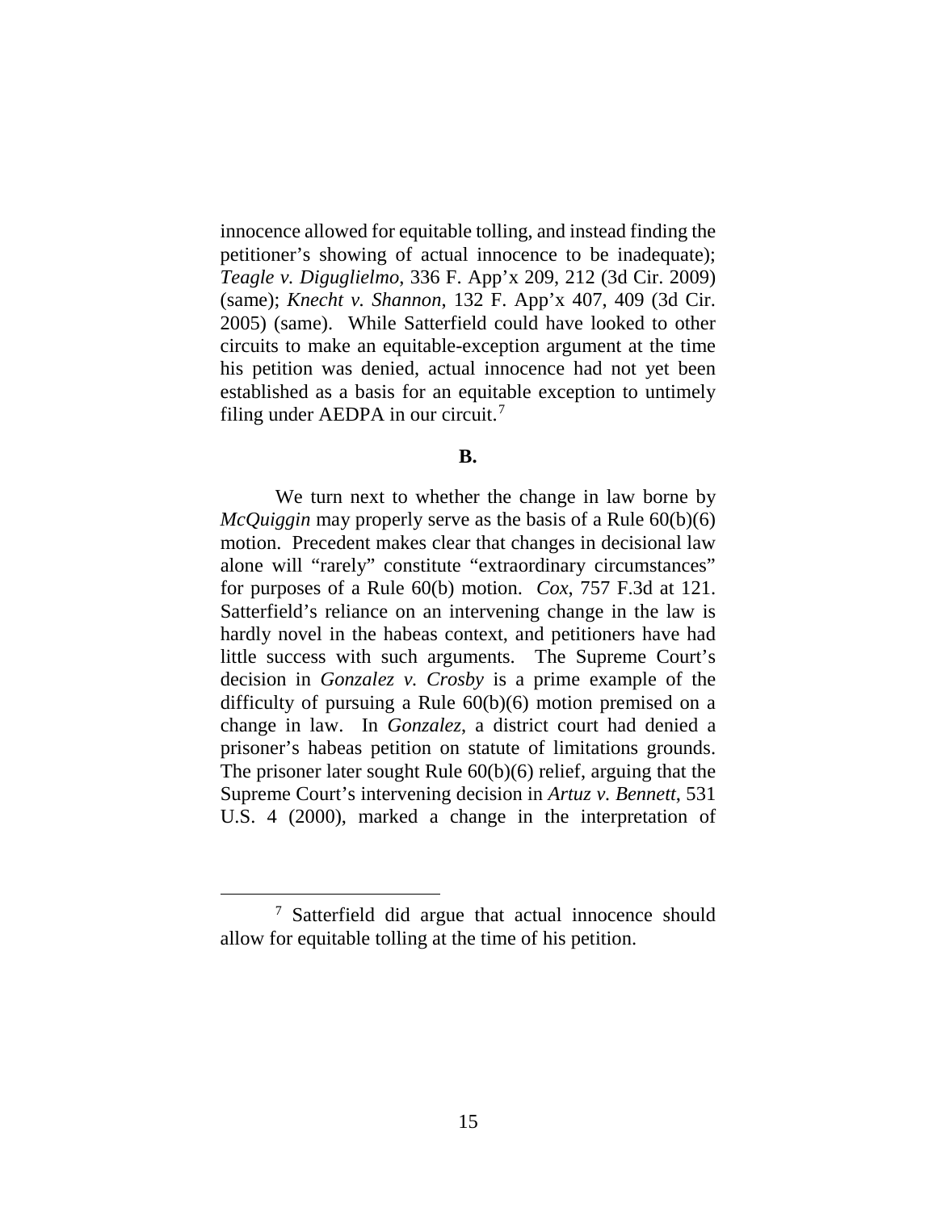innocence allowed for equitable tolling, and instead finding the petitioner's showing of actual innocence to be inadequate); *Teagle v. Diguglielmo*, 336 F. App'x 209, 212 (3d Cir. 2009) (same); *Knecht v. Shannon*, 132 F. App'x 407, 409 (3d Cir. 2005) (same). While Satterfield could have looked to other circuits to make an equitable-exception argument at the time his petition was denied, actual innocence had not yet been established as a basis for an equitable exception to untimely filing under AEDPA in our circuit.[7]

**B.**

We turn next to whether the change in law borne by *McQuiggin* may properly serve as the basis of a Rule 60(b)(6) motion. Precedent makes clear that changes in decisional law alone will "rarely" constitute "extraordinary circumstances" for purposes of a Rule 60(b) motion. *Cox*, 757 F.3d at 121. Satterfield's reliance on an intervening change in the law is hardly novel in the habeas context, and petitioners have had little success with such arguments. The Supreme Court's decision in *Gonzalez v. Crosby* is a prime example of the difficulty of pursuing a Rule 60(b)(6) motion premised on a change in law. In *Gonzalez*, a district court had denied a prisoner's habeas petition on statute of limitations grounds. The prisoner later sought Rule 60(b)(6) relief, arguing that the Supreme Court's intervening decision in *Artuz v. Bennett*, 531 U.S. 4 (2000), marked a change in the interpretation of

[7] Satterfield did argue that actual innocence should allow for equitable tolling at the time of his petition.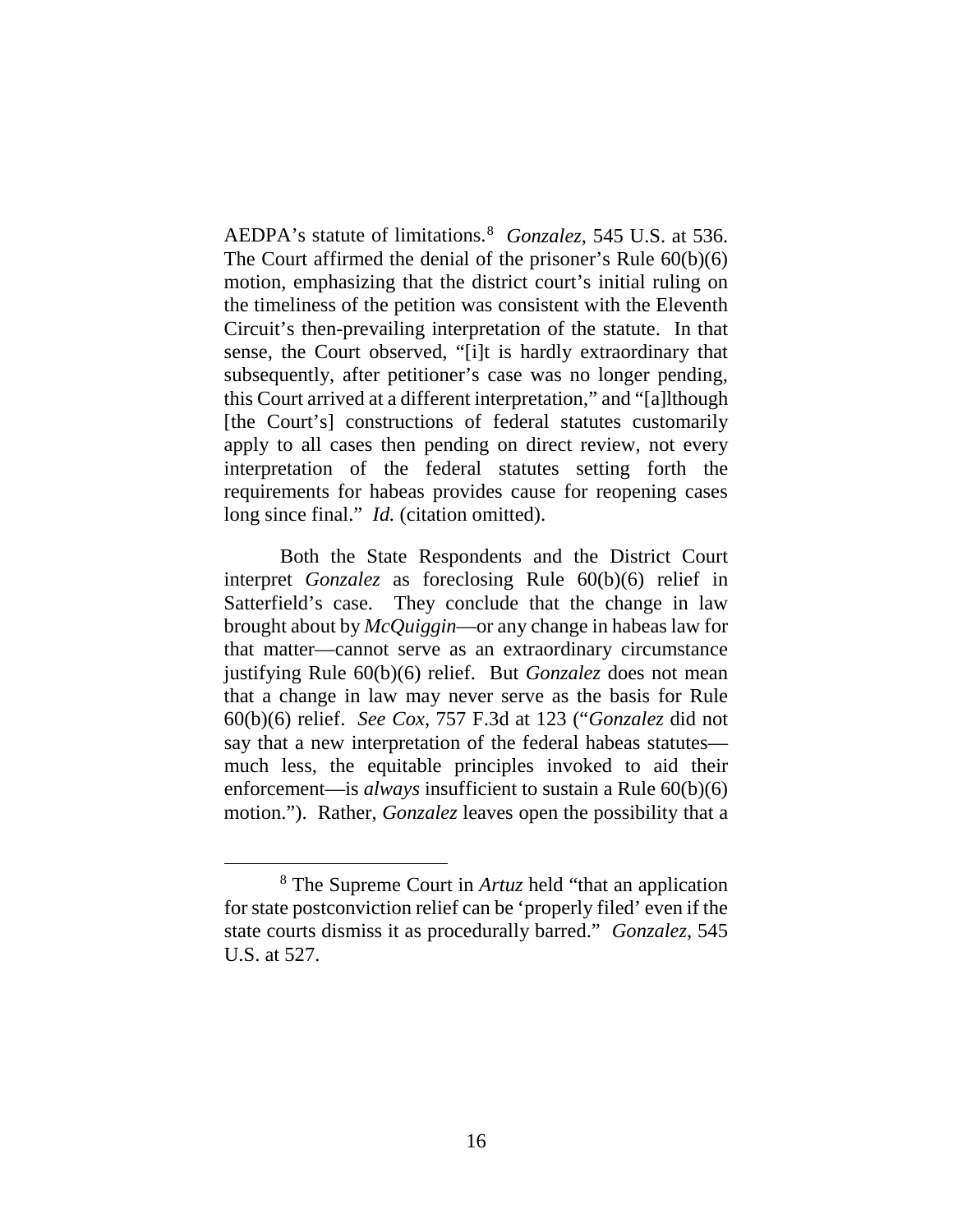AEDPA's statute of limitations.[8] *Gonzalez*, 545 U.S. at 536. The Court affirmed the denial of the prisoner's Rule 60(b)(6) motion, emphasizing that the district court's initial ruling on the timeliness of the petition was consistent with the Eleventh Circuit's then-prevailing interpretation of the statute. In that sense, the Court observed, "[i]t is hardly extraordinary that subsequently, after petitioner's case was no longer pending, this Court arrived at a different interpretation," and "[a]lthough [the Court's] constructions of federal statutes customarily apply to all cases then pending on direct review, not every interpretation of the federal statutes setting forth the requirements for habeas provides cause for reopening cases long since final." *Id.* (citation omitted).

Both the State Respondents and the District Court interpret *Gonzalez* as foreclosing Rule 60(b)(6) relief in Satterfield's case. They conclude that the change in law brought about by *McQuiggin*—or any change in habeas law for that matter—cannot serve as an extraordinary circumstance justifying Rule 60(b)(6) relief. But *Gonzalez* does not mean that a change in law may never serve as the basis for Rule 60(b)(6) relief. *See Cox*, 757 F.3d at 123 ("*Gonzalez* did not say that a new interpretation of the federal habeas statutes—much less, the equitable principles invoked to aid their enforcement—is *always* insufficient to sustain a Rule 60(b)(6) motion."). Rather, *Gonzalez* leaves open the possibility that a

[8] The Supreme Court in *Artuz* held "that an application for state postconviction relief can be 'properly filed' even if the state courts dismiss it as procedurally barred." *Gonzalez*, 545 U.S. at 527.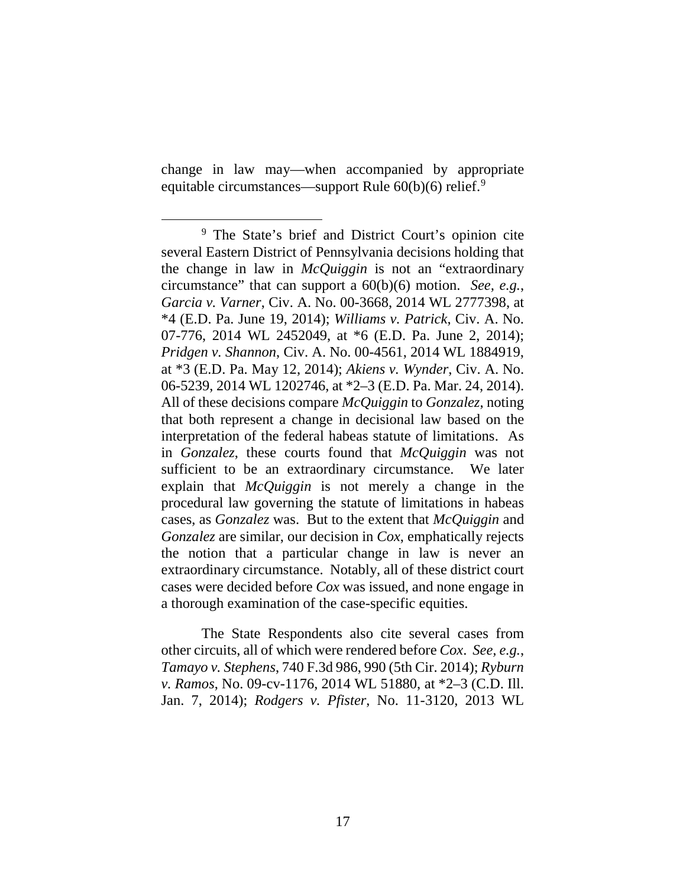change in law may—when accompanied by appropriate equitable circumstances—support Rule 60(b)(6) relief.[9]

---

[9] The State's brief and District Court's opinion cite several Eastern District of Pennsylvania decisions holding that the change in law in *McQuiggin* is not an "extraordinary circumstance" that can support a 60(b)(6) motion. *See, e.g.*, *Garcia v. Varner*, Civ. A. No. 00-3668, 2014 WL 2777398, at *4 (E.D. Pa. June 19, 2014); *Williams v. Patrick*, Civ. A. No. 07-776, 2014 WL 2452049, at *6 (E.D. Pa. June 2, 2014); *Pridgen v. Shannon*, Civ. A. No. 00-4561, 2014 WL 1884919, at *3 (E.D. Pa. May 12, 2014); *Akiens v. Wynder*, Civ. A. No. 06-5239, 2014 WL 1202746, at *2–3 (E.D. Pa. Mar. 24, 2014). All of these decisions compare *McQuiggin* to *Gonzalez*, noting that both represent a change in decisional law based on the interpretation of the federal habeas statute of limitations. As in *Gonzalez*, these courts found that *McQuiggin* was not sufficient to be an extraordinary circumstance. We later explain that *McQuiggin* is not merely a change in the procedural law governing the statute of limitations in habeas cases, as *Gonzalez* was. But to the extent that *McQuiggin* and *Gonzalez* are similar, our decision in *Cox*, emphatically rejects the notion that a particular change in law is never an extraordinary circumstance. Notably, all of these district court cases were decided before *Cox* was issued, and none engage in a thorough examination of the case-specific equities.

The State Respondents also cite several cases from other circuits, all of which were rendered before *Cox*. *See, e.g.*, *Tamayo v. Stephens*, 740 F.3d 986, 990 (5th Cir. 2014); *Ryburn v. Ramos*, No. 09-cv-1176, 2014 WL 51880, at *2–3 (C.D. Ill. Jan. 7, 2014); *Rodgers v. Pfister*, No. 11-3120, 2013 WL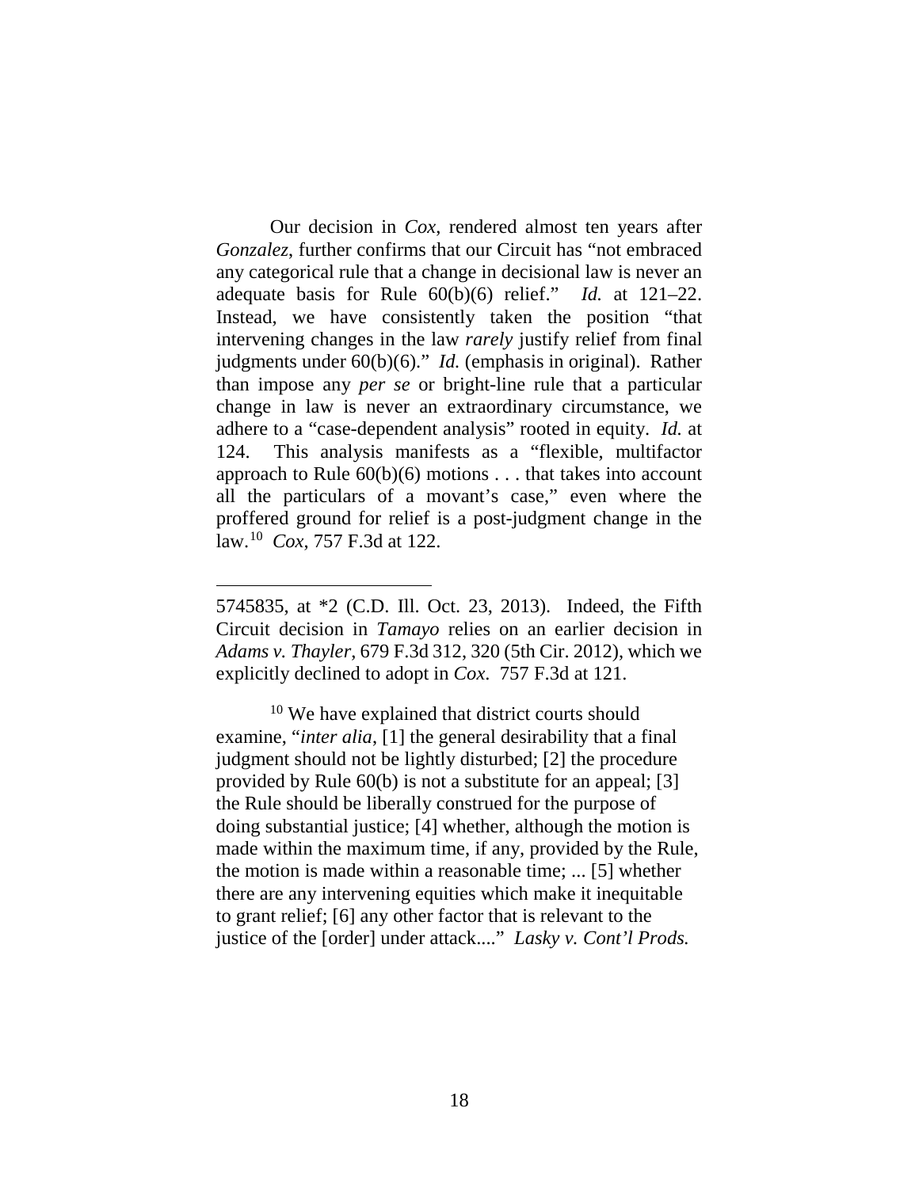Our decision in *Cox*, rendered almost ten years after *Gonzalez*, further confirms that our Circuit has "not embraced any categorical rule that a change in decisional law is never an adequate basis for Rule 60(b)(6) relief." *Id.* at 121–22. Instead, we have consistently taken the position "that intervening changes in the law *rarely* justify relief from final judgments under 60(b)(6)." *Id.* (emphasis in original). Rather than impose any *per se* or bright-line rule that a particular change in law is never an extraordinary circumstance, we adhere to a "case-dependent analysis" rooted in equity. *Id.* at 124. This analysis manifests as a "flexible, multifactor approach to Rule 60(b)(6) motions . . . that takes into account all the particulars of a movant's case," even where the proffered ground for relief is a post-judgment change in the law.[10] *Cox*, 757 F.3d at 122.

---

5745835, at *2 (C.D. Ill. Oct. 23, 2013). Indeed, the Fifth Circuit decision in *Tamayo* relies on an earlier decision in *Adams v. Thayler*, 679 F.3d 312, 320 (5th Cir. 2012), which we explicitly declined to adopt in *Cox*. 757 F.3d at 121.

[10] We have explained that district courts should examine, "*inter alia*, [1] the general desirability that a final judgment should not be lightly disturbed; [2] the procedure provided by Rule 60(b) is not a substitute for an appeal; [3] the Rule should be liberally construed for the purpose of doing substantial justice; [4] whether, although the motion is made within the maximum time, if any, provided by the Rule, the motion is made within a reasonable time; ... [5] whether there are any intervening equities which make it inequitable to grant relief; [6] any other factor that is relevant to the justice of the [order] under attack...." *Lasky v. Cont'l Prods.*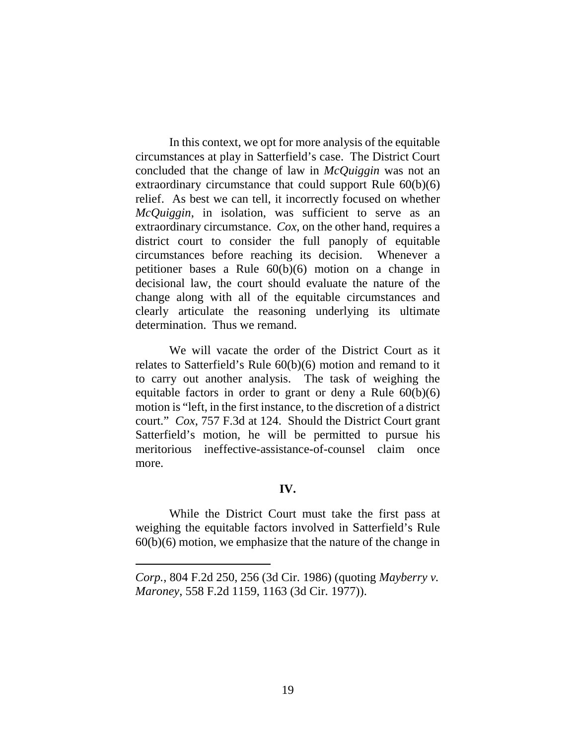In this context, we opt for more analysis of the equitable circumstances at play in Satterfield's case. The District Court concluded that the change of law in *McQuiggin* was not an extraordinary circumstance that could support Rule 60(b)(6) relief. As best we can tell, it incorrectly focused on whether *McQuiggin*, in isolation, was sufficient to serve as an extraordinary circumstance. *Cox*, on the other hand, requires a district court to consider the full panoply of equitable circumstances before reaching its decision. Whenever a petitioner bases a Rule 60(b)(6) motion on a change in decisional law, the court should evaluate the nature of the change along with all of the equitable circumstances and clearly articulate the reasoning underlying its ultimate determination. Thus we remand.

We will vacate the order of the District Court as it relates to Satterfield's Rule 60(b)(6) motion and remand to it to carry out another analysis. The task of weighing the equitable factors in order to grant or deny a Rule 60(b)(6) motion is "left, in the first instance, to the discretion of a district court." *Cox*, 757 F.3d at 124. Should the District Court grant Satterfield's motion, he will be permitted to pursue his meritorious ineffective-assistance-of-counsel claim once more.

## IV.

While the District Court must take the first pass at weighing the equitable factors involved in Satterfield's Rule 60(b)(6) motion, we emphasize that the nature of the change in

---

*Corp.*, 804 F.2d 250, 256 (3d Cir. 1986) (quoting *Mayberry v. Maroney*, 558 F.2d 1159, 1163 (3d Cir. 1977)).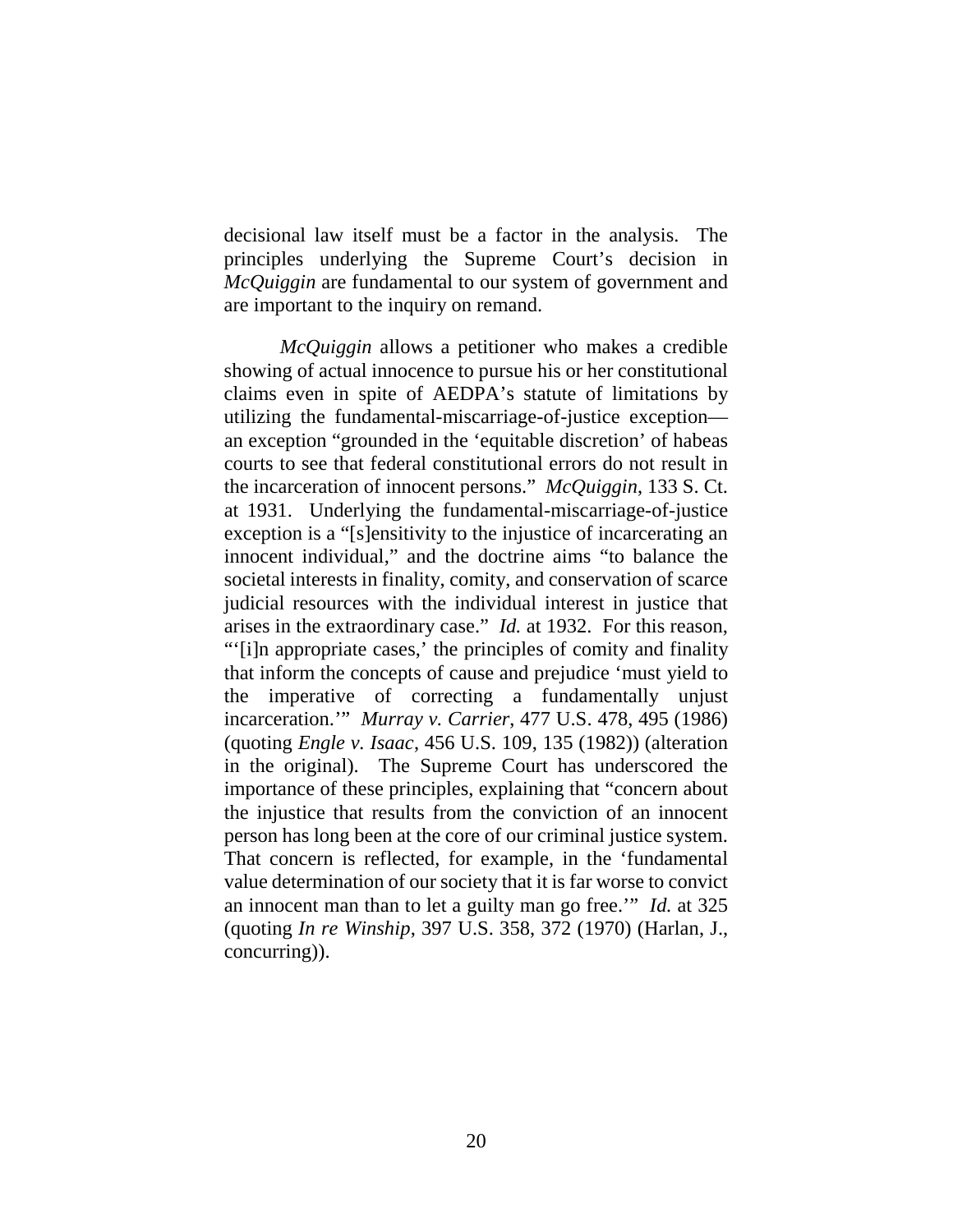decisional law itself must be a factor in the analysis. The principles underlying the Supreme Court's decision in *McQuiggin* are fundamental to our system of government and are important to the inquiry on remand.

*McQuiggin* allows a petitioner who makes a credible showing of actual innocence to pursue his or her constitutional claims even in spite of AEDPA's statute of limitations by utilizing the fundamental-miscarriage-of-justice exception—an exception "grounded in the 'equitable discretion' of habeas courts to see that federal constitutional errors do not result in the incarceration of innocent persons." *McQuiggin*, 133 S. Ct. at 1931. Underlying the fundamental-miscarriage-of-justice exception is a "[s]ensitivity to the injustice of incarcerating an innocent individual," and the doctrine aims "to balance the societal interests in finality, comity, and conservation of scarce judicial resources with the individual interest in justice that arises in the extraordinary case." *Id.* at 1932. For this reason, "'[i]n appropriate cases,' the principles of comity and finality that inform the concepts of cause and prejudice 'must yield to the imperative of correcting a fundamentally unjust incarceration.'" *Murray v. Carrier*, 477 U.S. 478, 495 (1986) (quoting *Engle v. Isaac*, 456 U.S. 109, 135 (1982)) (alteration in the original). The Supreme Court has underscored the importance of these principles, explaining that "concern about the injustice that results from the conviction of an innocent person has long been at the core of our criminal justice system. That concern is reflected, for example, in the 'fundamental value determination of our society that it is far worse to convict an innocent man than to let a guilty man go free.'" *Id.* at 325 (quoting *In re Winship*, 397 U.S. 358, 372 (1970) (Harlan, J., concurring)).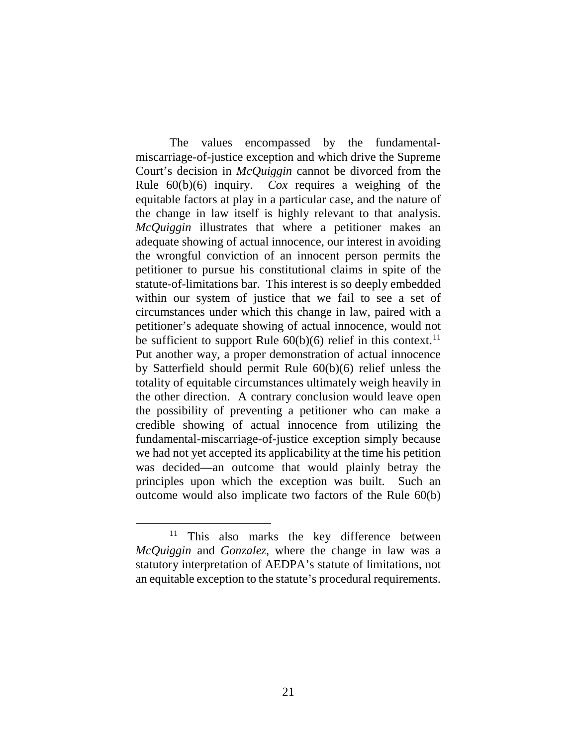The values encompassed by the fundamental-miscarriage-of-justice exception and which drive the Supreme Court's decision in *McQuiggin* cannot be divorced from the Rule 60(b)(6) inquiry. *Cox* requires a weighing of the equitable factors at play in a particular case, and the nature of the change in law itself is highly relevant to that analysis. *McQuiggin* illustrates that where a petitioner makes an adequate showing of actual innocence, our interest in avoiding the wrongful conviction of an innocent person permits the petitioner to pursue his constitutional claims in spite of the statute-of-limitations bar. This interest is so deeply embedded within our system of justice that we fail to see a set of circumstances under which this change in law, paired with a petitioner's adequate showing of actual innocence, would not be sufficient to support Rule 60(b)(6) relief in this context.[11] Put another way, a proper demonstration of actual innocence by Satterfield should permit Rule 60(b)(6) relief unless the totality of equitable circumstances ultimately weigh heavily in the other direction. A contrary conclusion would leave open the possibility of preventing a petitioner who can make a credible showing of actual innocence from utilizing the fundamental-miscarriage-of-justice exception simply because we had not yet accepted its applicability at the time his petition was decided—an outcome that would plainly betray the principles upon which the exception was built. Such an outcome would also implicate two factors of the Rule 60(b)

---

[11] This also marks the key difference between *McQuiggin* and *Gonzalez*, where the change in law was a statutory interpretation of AEDPA's statute of limitations, not an equitable exception to the statute's procedural requirements.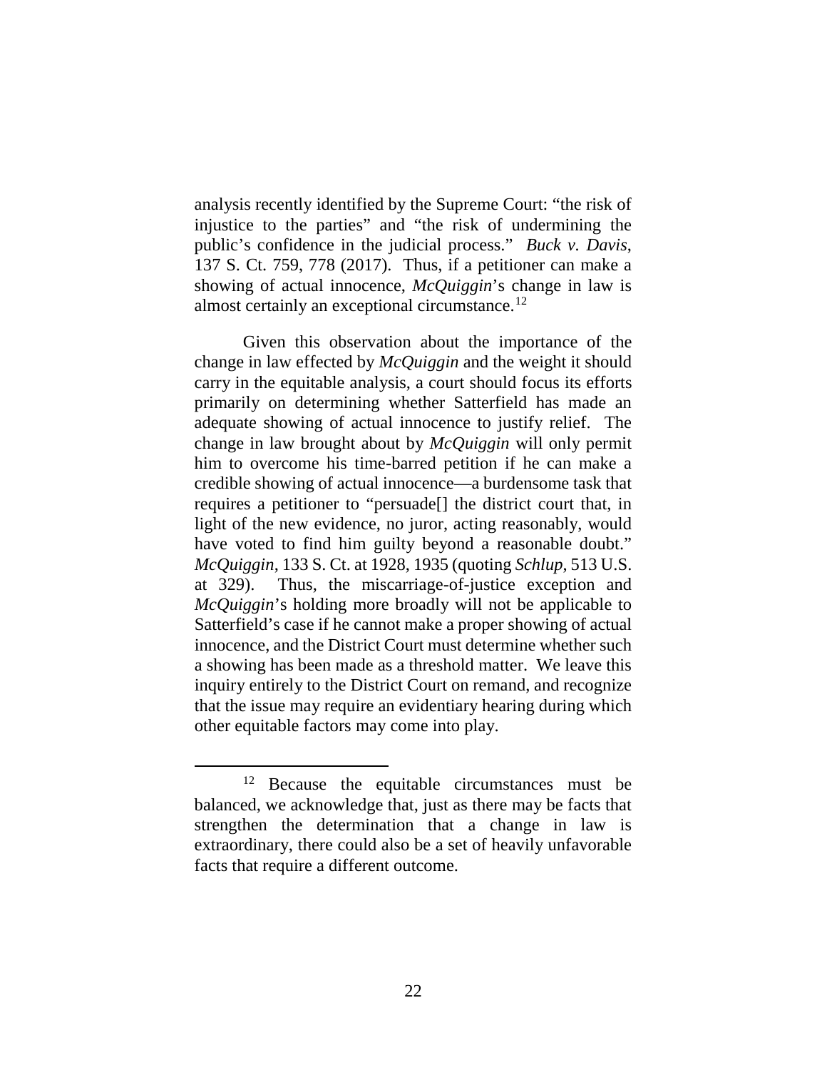analysis recently identified by the Supreme Court: "the risk of injustice to the parties" and "the risk of undermining the public's confidence in the judicial process." *Buck v. Davis*, 137 S. Ct. 759, 778 (2017). Thus, if a petitioner can make a showing of actual innocence, *McQuiggin*'s change in law is almost certainly an exceptional circumstance.[12]

Given this observation about the importance of the change in law effected by *McQuiggin* and the weight it should carry in the equitable analysis, a court should focus its efforts primarily on determining whether Satterfield has made an adequate showing of actual innocence to justify relief. The change in law brought about by *McQuiggin* will only permit him to overcome his time-barred petition if he can make a credible showing of actual innocence—a burdensome task that requires a petitioner to "persuade[] the district court that, in light of the new evidence, no juror, acting reasonably, would have voted to find him guilty beyond a reasonable doubt." *McQuiggin*, 133 S. Ct. at 1928, 1935 (quoting *Schlup*, 513 U.S. at 329). Thus, the miscarriage-of-justice exception and *McQuiggin*'s holding more broadly will not be applicable to Satterfield's case if he cannot make a proper showing of actual innocence, and the District Court must determine whether such a showing has been made as a threshold matter. We leave this inquiry entirely to the District Court on remand, and recognize that the issue may require an evidentiary hearing during which other equitable factors may come into play.

[12] Because the equitable circumstances must be balanced, we acknowledge that, just as there may be facts that strengthen the determination that a change in law is extraordinary, there could also be a set of heavily unfavorable facts that require a different outcome.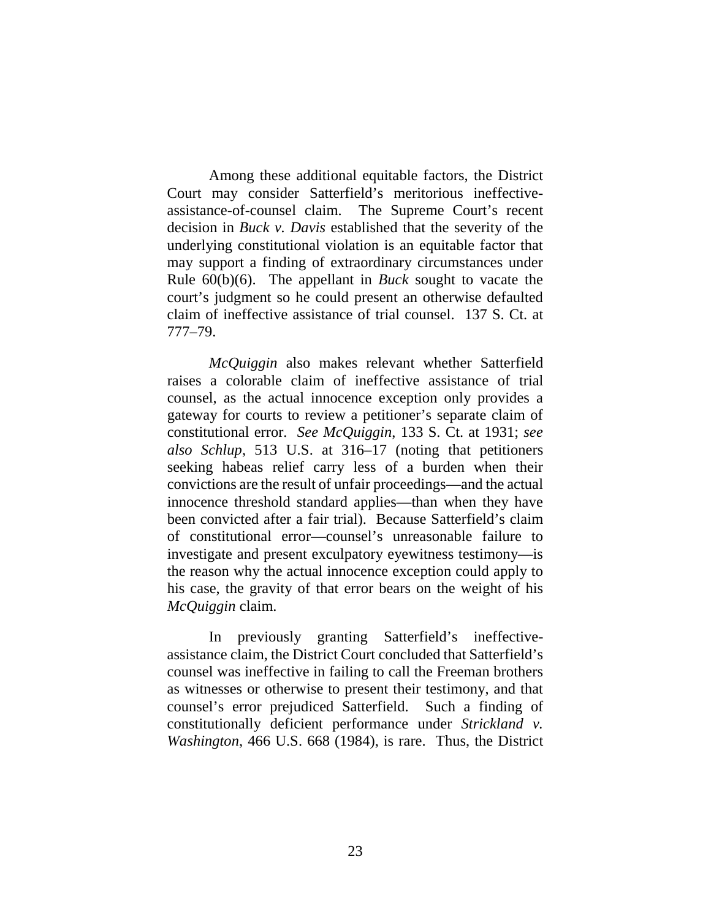Among these additional equitable factors, the District Court may consider Satterfield's meritorious ineffective-assistance-of-counsel claim. The Supreme Court's recent decision in *Buck v. Davis* established that the severity of the underlying constitutional violation is an equitable factor that may support a finding of extraordinary circumstances under Rule 60(b)(6). The appellant in *Buck* sought to vacate the court's judgment so he could present an otherwise defaulted claim of ineffective assistance of trial counsel. 137 S. Ct. at 777–79.

*McQuiggin* also makes relevant whether Satterfield raises a colorable claim of ineffective assistance of trial counsel, as the actual innocence exception only provides a gateway for courts to review a petitioner's separate claim of constitutional error. *See McQuiggin*, 133 S. Ct. at 1931; *see also Schlup*, 513 U.S. at 316–17 (noting that petitioners seeking habeas relief carry less of a burden when their convictions are the result of unfair proceedings—and the actual innocence threshold standard applies—than when they have been convicted after a fair trial). Because Satterfield's claim of constitutional error—counsel's unreasonable failure to investigate and present exculpatory eyewitness testimony—is the reason why the actual innocence exception could apply to his case, the gravity of that error bears on the weight of his *McQuiggin* claim.

In previously granting Satterfield's ineffective-assistance claim, the District Court concluded that Satterfield's counsel was ineffective in failing to call the Freeman brothers as witnesses or otherwise to present their testimony, and that counsel's error prejudiced Satterfield. Such a finding of constitutionally deficient performance under *Strickland v. Washington*, 466 U.S. 668 (1984), is rare. Thus, the District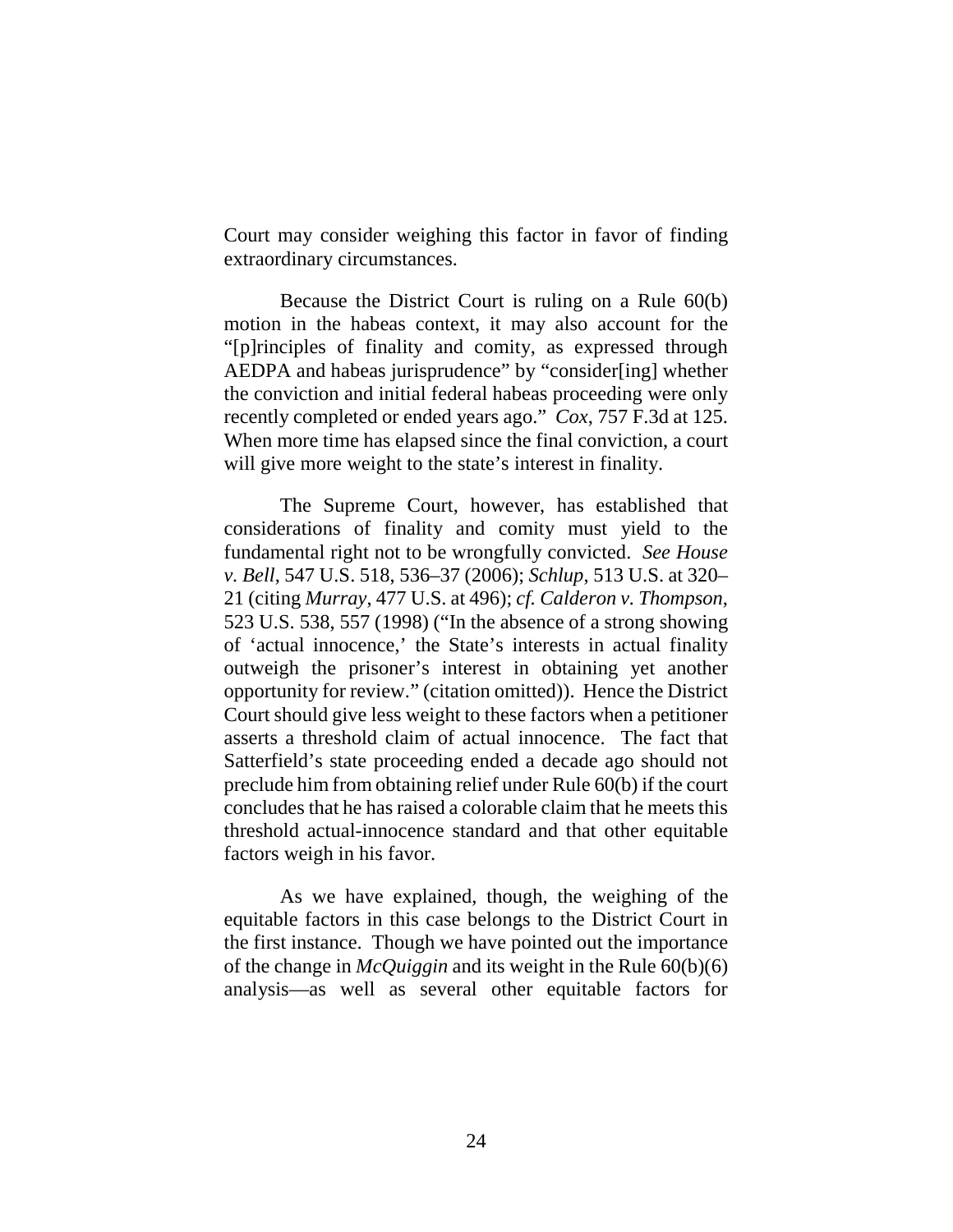Court may consider weighing this factor in favor of finding extraordinary circumstances.

Because the District Court is ruling on a Rule 60(b) motion in the habeas context, it may also account for the "[p]rinciples of finality and comity, as expressed through AEDPA and habeas jurisprudence" by "consider[ing] whether the conviction and initial federal habeas proceeding were only recently completed or ended years ago." *Cox*, 757 F.3d at 125. When more time has elapsed since the final conviction, a court will give more weight to the state's interest in finality.

The Supreme Court, however, has established that considerations of finality and comity must yield to the fundamental right not to be wrongfully convicted. *See House v. Bell*, 547 U.S. 518, 536–37 (2006); *Schlup*, 513 U.S. at 320–21 (citing *Murray*, 477 U.S. at 496); *cf. Calderon v. Thompson*, 523 U.S. 538, 557 (1998) ("In the absence of a strong showing of 'actual innocence,' the State's interests in actual finality outweigh the prisoner's interest in obtaining yet another opportunity for review." (citation omitted)). Hence the District Court should give less weight to these factors when a petitioner asserts a threshold claim of actual innocence. The fact that Satterfield's state proceeding ended a decade ago should not preclude him from obtaining relief under Rule 60(b) if the court concludes that he has raised a colorable claim that he meets this threshold actual-innocence standard and that other equitable factors weigh in his favor.

As we have explained, though, the weighing of the equitable factors in this case belongs to the District Court in the first instance. Though we have pointed out the importance of the change in *McQuiggin* and its weight in the Rule 60(b)(6) analysis—as well as several other equitable factors for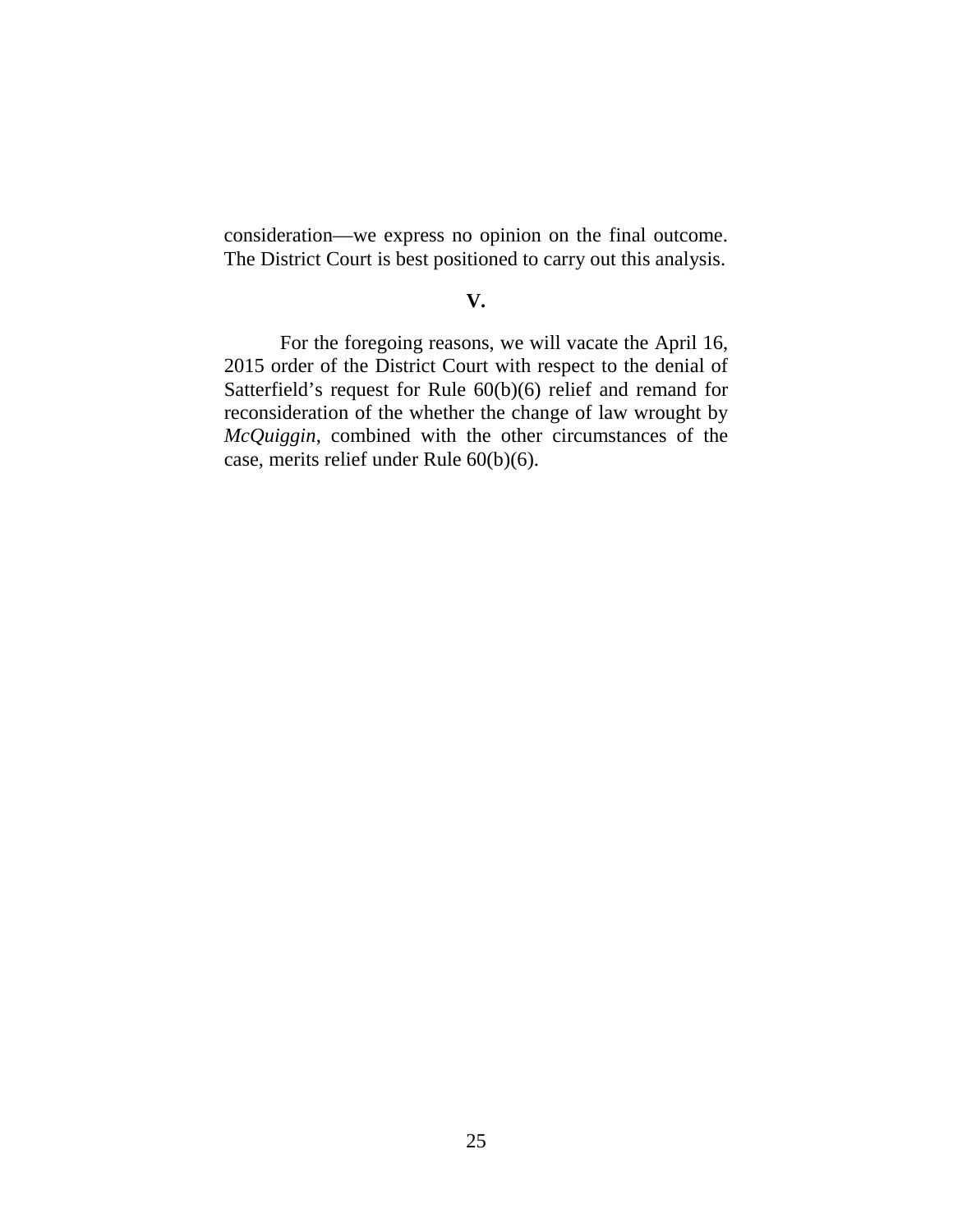consideration—we express no opinion on the final outcome. The District Court is best positioned to carry out this analysis.

## V.

For the foregoing reasons, we will vacate the April 16, 2015 order of the District Court with respect to the denial of Satterfield's request for Rule 60(b)(6) relief and remand for reconsideration of the whether the change of law wrought by *McQuiggin*, combined with the other circumstances of the case, merits relief under Rule 60(b)(6).